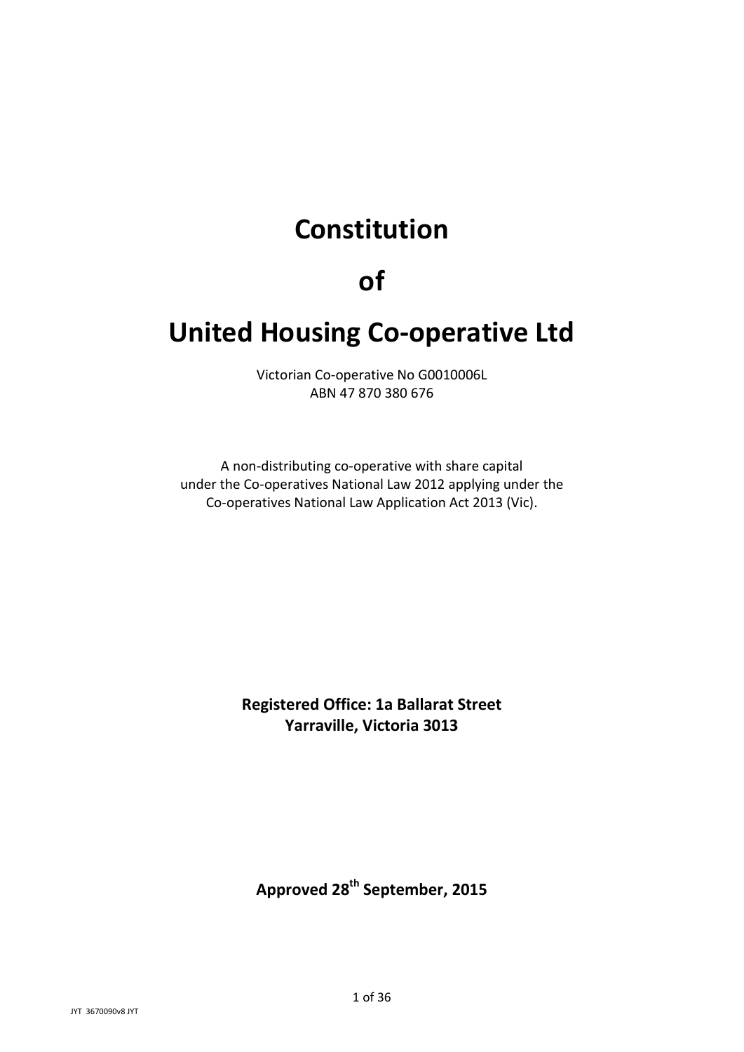# Constitution

# of

# United Housing Co-operative Ltd

Victorian Co-operative No G0010006L
ABN 47 870 380 676

A non-distributing co-operative with share capital
under the Co-operatives National Law 2012 applying under the
Co-operatives National Law Application Act 2013 (Vic).

**Registered Office: 1a Ballarat Street**
**Yarraville, Victoria 3013**

**Approved 28th September, 2015**

JYT 3670090v8 JYT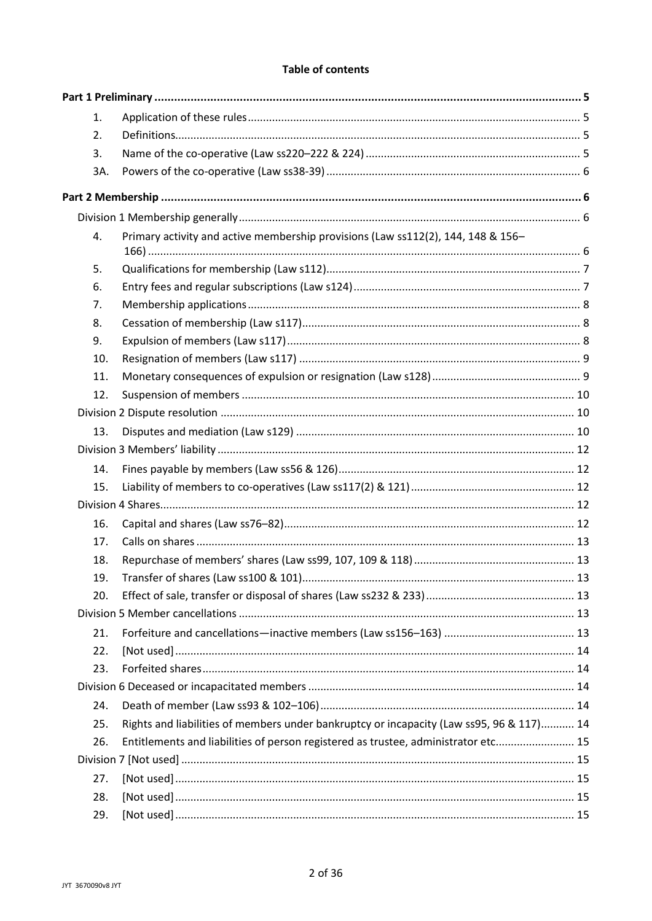**Table of contents**

| | | |
|---|---|---|
| **Part 1 Preliminary** | | **5** |
| 1. | Application of these rules | 5 |
| 2. | Definitions | 5 |
| 3. | Name of the co-operative (Law ss220–222 & 224) | 5 |
| 3A. | Powers of the co-operative (Law ss38-39) | 6 |
| **Part 2 Membership** | | **6** |
| Division 1 Membership generally | | 6 |
| 4. | Primary activity and active membership provisions (Law ss112(2), 144, 148 & 156–166) | 6 |
| 5. | Qualifications for membership (Law s112) | 7 |
| 6. | Entry fees and regular subscriptions (Law s124) | 7 |
| 7. | Membership applications | 8 |
| 8. | Cessation of membership (Law s117) | 8 |
| 9. | Expulsion of members (Law s117) | 8 |
| 10. | Resignation of members (Law s117) | 9 |
| 11. | Monetary consequences of expulsion or resignation (Law s128) | 9 |
| 12. | Suspension of members | 10 |
| Division 2 Dispute resolution | | 10 |
| 13. | Disputes and mediation (Law s129) | 10 |
| Division 3 Members' liability | | 12 |
| 14. | Fines payable by members (Law ss56 & 126) | 12 |
| 15. | Liability of members to co-operatives (Law ss117(2) & 121) | 12 |
| Division 4 Shares | | 12 |
| 16. | Capital and shares (Law ss76–82) | 12 |
| 17. | Calls on shares | 13 |
| 18. | Repurchase of members' shares (Law ss99, 107, 109 & 118) | 13 |
| 19. | Transfer of shares (Law ss100 & 101) | 13 |
| 20. | Effect of sale, transfer or disposal of shares (Law ss232 & 233) | 13 |
| Division 5 Member cancellations | | 13 |
| 21. | Forfeiture and cancellations—inactive members (Law ss156–163) | 13 |
| 22. | [Not used] | 14 |
| 23. | Forfeited shares | 14 |
| Division 6 Deceased or incapacitated members | | 14 |
| 24. | Death of member (Law ss93 & 102–106) | 14 |
| 25. | Rights and liabilities of members under bankruptcy or incapacity (Law ss95, 96 & 117) | 14 |
| 26. | Entitlements and liabilities of person registered as trustee, administrator etc | 15 |
| Division 7 [Not used] | | 15 |
| 27. | [Not used] | 15 |
| 28. | [Not used] | 15 |
| 29. | [Not used] | 15 |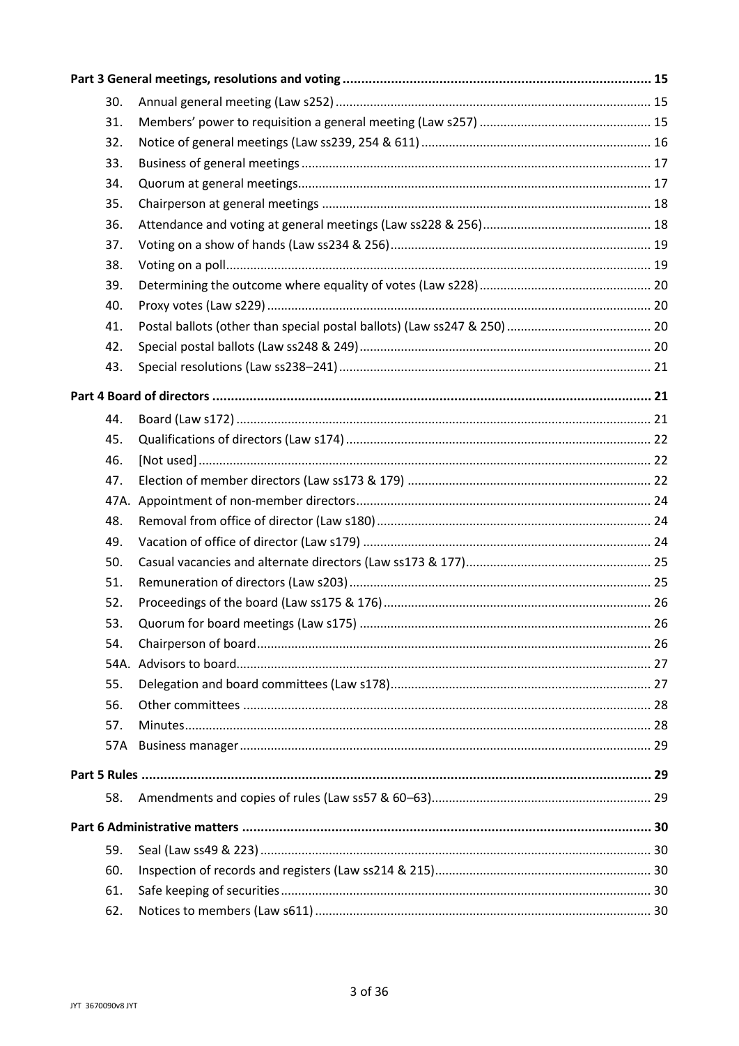**Part 3 General meetings, resolutions and voting** ........ 15

| | | |
|---|---|---|
| 30. | Annual general meeting (Law s252) | 15 |
| 31. | Members' power to requisition a general meeting (Law s257) | 15 |
| 32. | Notice of general meetings (Law ss239, 254 & 611) | 16 |
| 33. | Business of general meetings | 17 |
| 34. | Quorum at general meetings | 17 |
| 35. | Chairperson at general meetings | 18 |
| 36. | Attendance and voting at general meetings (Law ss228 & 256) | 18 |
| 37. | Voting on a show of hands (Law ss234 & 256) | 19 |
| 38. | Voting on a poll | 19 |
| 39. | Determining the outcome where equality of votes (Law s228) | 20 |
| 40. | Proxy votes (Law s229) | 20 |
| 41. | Postal ballots (other than special postal ballots) (Law ss247 & 250) | 20 |
| 42. | Special postal ballots (Law ss248 & 249) | 20 |
| 43. | Special resolutions (Law ss238–241) | 21 |

**Part 4 Board of directors** ........ 21

| | | |
|---|---|---|
| 44. | Board (Law s172) | 21 |
| 45. | Qualifications of directors (Law s174) | 22 |
| 46. | [Not used] | 22 |
| 47. | Election of member directors (Law ss173 & 179) | 22 |
| 47A. | Appointment of non-member directors | 24 |
| 48. | Removal from office of director (Law s180) | 24 |
| 49. | Vacation of office of director (Law s179) | 24 |
| 50. | Casual vacancies and alternate directors (Law ss173 & 177) | 25 |
| 51. | Remuneration of directors (Law s203) | 25 |
| 52. | Proceedings of the board (Law ss175 & 176) | 26 |
| 53. | Quorum for board meetings (Law s175) | 26 |
| 54. | Chairperson of board | 26 |
| 54A. | Advisors to board | 27 |
| 55. | Delegation and board committees (Law s178) | 27 |
| 56. | Other committees | 28 |
| 57. | Minutes | 28 |
| 57A | Business manager | 29 |

**Part 5 Rules** ........ 29

| | | |
|---|---|---|
| 58. | Amendments and copies of rules (Law ss57 & 60–63) | 29 |

**Part 6 Administrative matters** ........ 30

| | | |
|---|---|---|
| 59. | Seal (Law ss49 & 223) | 30 |
| 60. | Inspection of records and registers (Law ss214 & 215) | 30 |
| 61. | Safe keeping of securities | 30 |
| 62. | Notices to members (Law s611) | 30 |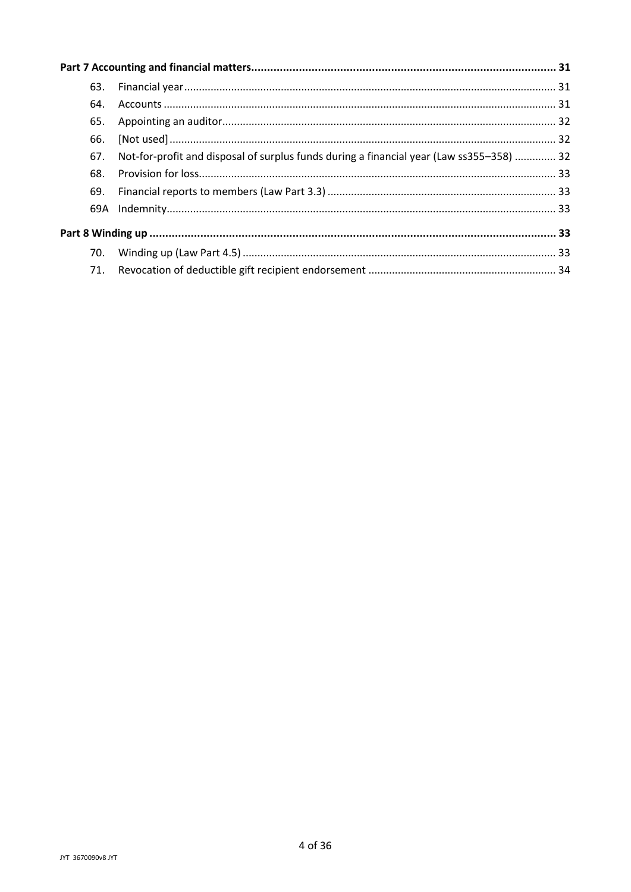**Part 7 Accounting and financial matters** ..... **31**

| | | |
|---|---|---|
| 63. | Financial year | 31 |
| 64. | Accounts | 31 |
| 65. | Appointing an auditor | 32 |
| 66. | [Not used] | 32 |
| 67. | Not-for-profit and disposal of surplus funds during a financial year (Law ss355–358) | 32 |
| 68. | Provision for loss | 33 |
| 69. | Financial reports to members (Law Part 3.3) | 33 |
| 69A | Indemnity | 33 |

**Part 8 Winding up** ..... **33**

| | | |
|---|---|---|
| 70. | Winding up (Law Part 4.5) | 33 |
| 71. | Revocation of deductible gift recipient endorsement | 34 |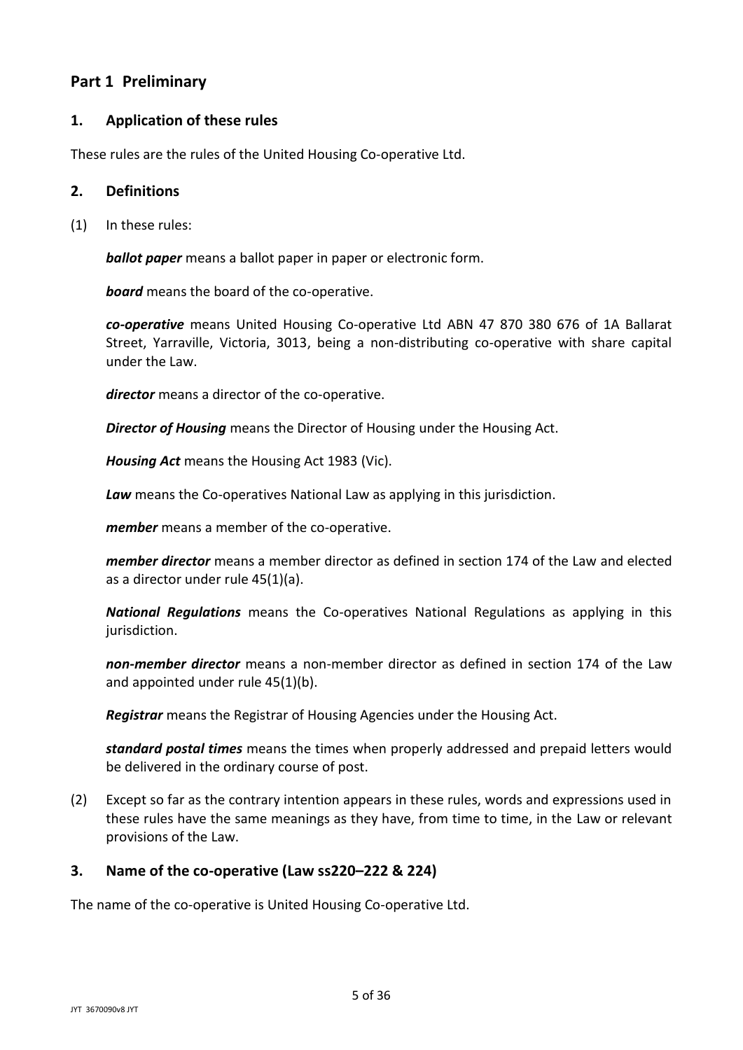## Part 1 Preliminary

### 1. Application of these rules

These rules are the rules of the United Housing Co-operative Ltd.

### 2. Definitions

(1) In these rules:

***ballot paper*** means a ballot paper in paper or electronic form.

***board*** means the board of the co-operative.

***co-operative*** means United Housing Co-operative Ltd ABN 47 870 380 676 of 1A Ballarat Street, Yarraville, Victoria, 3013, being a non-distributing co-operative with share capital under the Law.

***director*** means a director of the co-operative.

***Director of Housing*** means the Director of Housing under the Housing Act.

***Housing Act*** means the Housing Act 1983 (Vic).

***Law*** means the Co-operatives National Law as applying in this jurisdiction.

***member*** means a member of the co-operative.

***member director*** means a member director as defined in section 174 of the Law and elected as a director under rule 45(1)(a).

***National Regulations*** means the Co-operatives National Regulations as applying in this jurisdiction.

***non-member director*** means a non-member director as defined in section 174 of the Law and appointed under rule 45(1)(b).

***Registrar*** means the Registrar of Housing Agencies under the Housing Act.

***standard postal times*** means the times when properly addressed and prepaid letters would be delivered in the ordinary course of post.

(2) Except so far as the contrary intention appears in these rules, words and expressions used in these rules have the same meanings as they have, from time to time, in the Law or relevant provisions of the Law.

### 3. Name of the co-operative (Law ss220–222 & 224)

The name of the co-operative is United Housing Co-operative Ltd.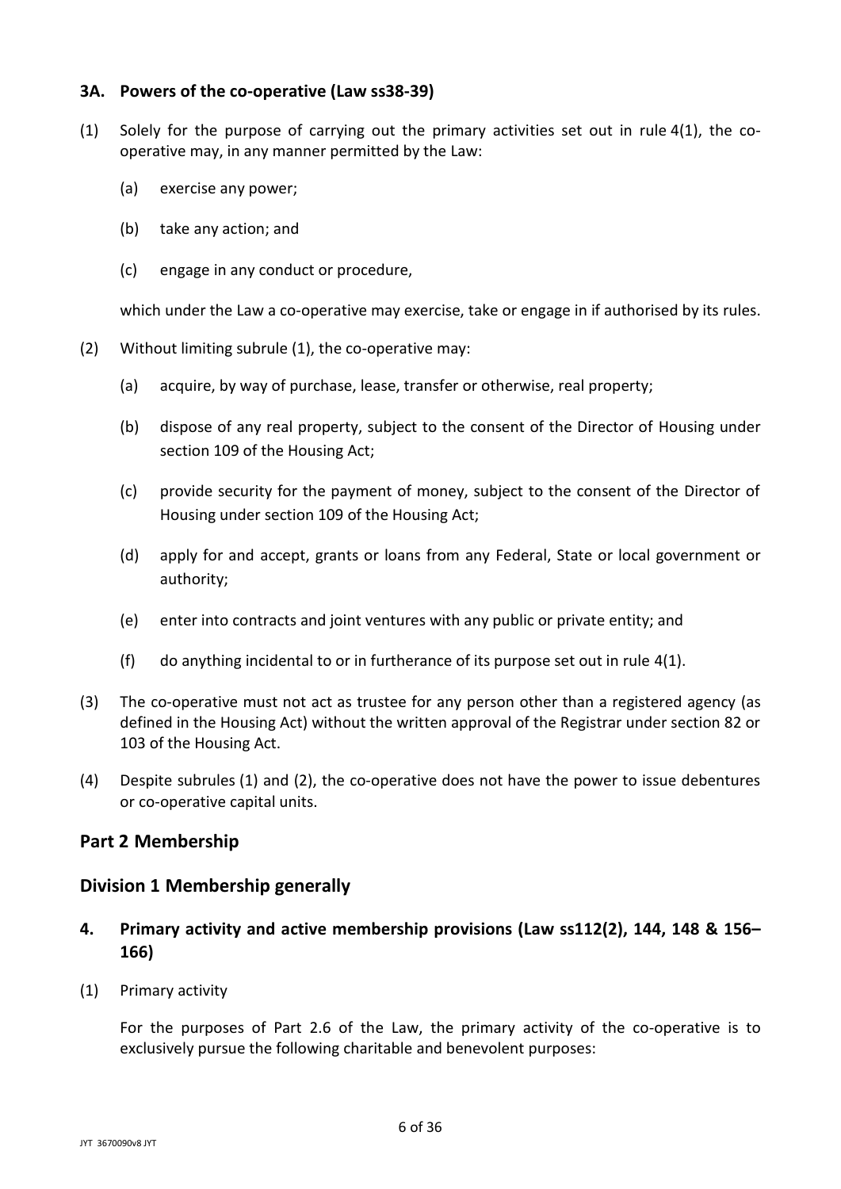### 3A. Powers of the co-operative (Law ss38-39)

(1) Solely for the purpose of carrying out the primary activities set out in rule 4(1), the co-operative may, in any manner permitted by the Law:

  (a) exercise any power;

  (b) take any action; and

  (c) engage in any conduct or procedure,

  which under the Law a co-operative may exercise, take or engage in if authorised by its rules.

(2) Without limiting subrule (1), the co-operative may:

  (a) acquire, by way of purchase, lease, transfer or otherwise, real property;

  (b) dispose of any real property, subject to the consent of the Director of Housing under section 109 of the Housing Act;

  (c) provide security for the payment of money, subject to the consent of the Director of Housing under section 109 of the Housing Act;

  (d) apply for and accept, grants or loans from any Federal, State or local government or authority;

  (e) enter into contracts and joint ventures with any public or private entity; and

  (f) do anything incidental to or in furtherance of its purpose set out in rule 4(1).

(3) The co-operative must not act as trustee for any person other than a registered agency (as defined in the Housing Act) without the written approval of the Registrar under section 82 or 103 of the Housing Act.

(4) Despite subrules (1) and (2), the co-operative does not have the power to issue debentures or co-operative capital units.

## Part 2 Membership

## Division 1 Membership generally

### 4. Primary activity and active membership provisions (Law ss112(2), 144, 148 & 156–166)

(1) Primary activity

  For the purposes of Part 2.6 of the Law, the primary activity of the co-operative is to exclusively pursue the following charitable and benevolent purposes: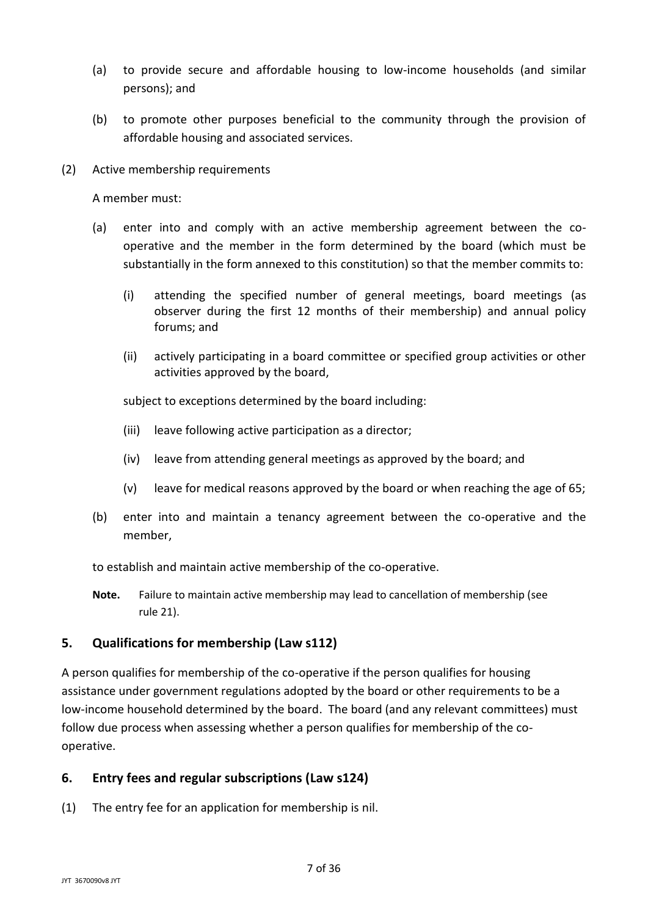(a) to provide secure and affordable housing to low-income households (and similar persons); and

(b) to promote other purposes beneficial to the community through the provision of affordable housing and associated services.

(2) Active membership requirements

A member must:

(a) enter into and comply with an active membership agreement between the co-operative and the member in the form determined by the board (which must be substantially in the form annexed to this constitution) so that the member commits to:

(i) attending the specified number of general meetings, board meetings (as observer during the first 12 months of their membership) and annual policy forums; and

(ii) actively participating in a board committee or specified group activities or other activities approved by the board,

subject to exceptions determined by the board including:

(iii) leave following active participation as a director;

(iv) leave from attending general meetings as approved by the board; and

(v) leave for medical reasons approved by the board or when reaching the age of 65;

(b) enter into and maintain a tenancy agreement between the co-operative and the member,

to establish and maintain active membership of the co-operative.

**Note.** Failure to maintain active membership may lead to cancellation of membership (see rule 21).

## 5. Qualifications for membership (Law s112)

A person qualifies for membership of the co-operative if the person qualifies for housing assistance under government regulations adopted by the board or other requirements to be a low-income household determined by the board. The board (and any relevant committees) must follow due process when assessing whether a person qualifies for membership of the co-operative.

## 6. Entry fees and regular subscriptions (Law s124)

(1) The entry fee for an application for membership is nil.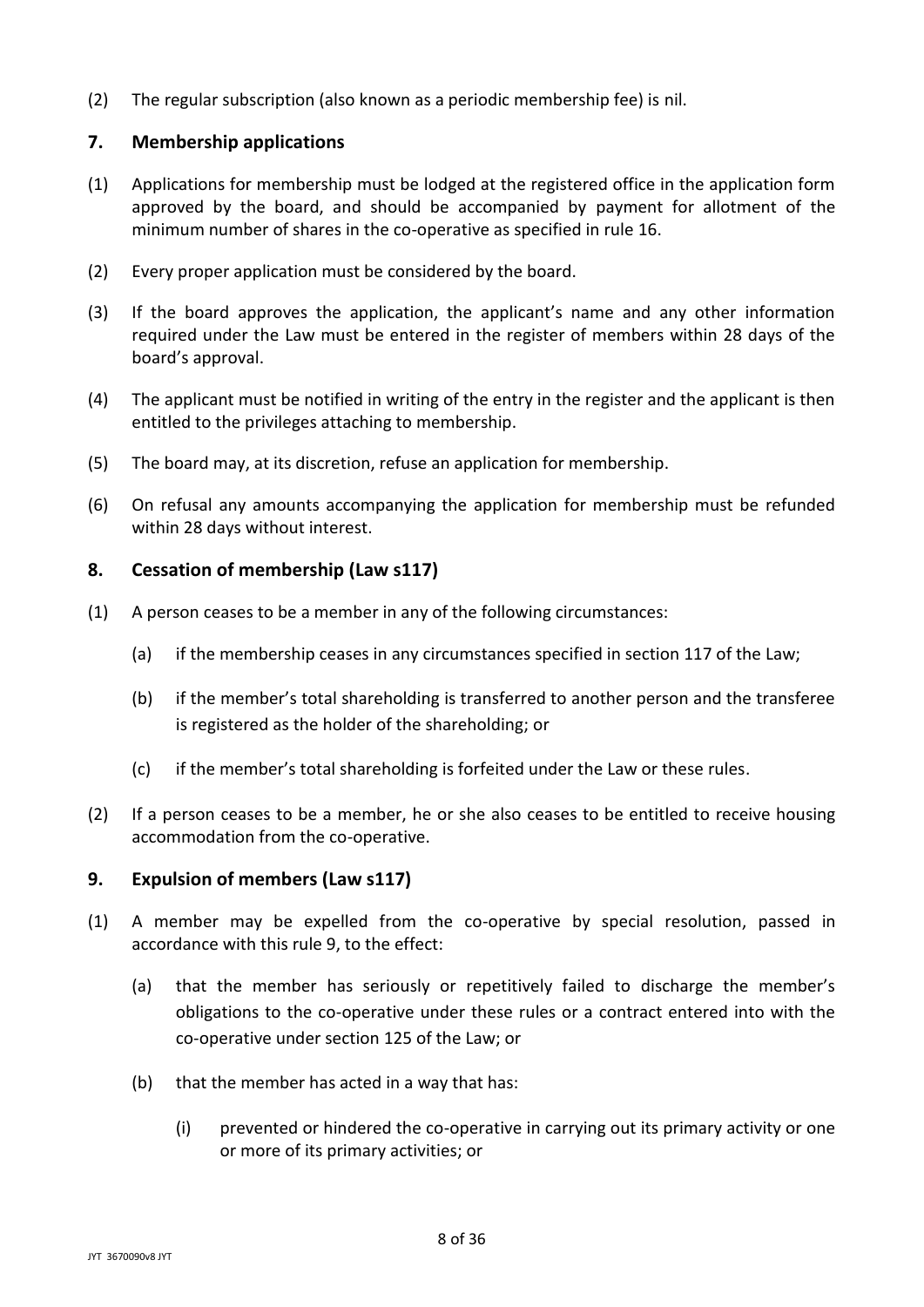(2) The regular subscription (also known as a periodic membership fee) is nil.

## 7. Membership applications

(1) Applications for membership must be lodged at the registered office in the application form approved by the board, and should be accompanied by payment for allotment of the minimum number of shares in the co-operative as specified in rule 16.

(2) Every proper application must be considered by the board.

(3) If the board approves the application, the applicant's name and any other information required under the Law must be entered in the register of members within 28 days of the board's approval.

(4) The applicant must be notified in writing of the entry in the register and the applicant is then entitled to the privileges attaching to membership.

(5) The board may, at its discretion, refuse an application for membership.

(6) On refusal any amounts accompanying the application for membership must be refunded within 28 days without interest.

## 8. Cessation of membership (Law s117)

(1) A person ceases to be a member in any of the following circumstances:

  (a) if the membership ceases in any circumstances specified in section 117 of the Law;

  (b) if the member's total shareholding is transferred to another person and the transferee is registered as the holder of the shareholding; or

  (c) if the member's total shareholding is forfeited under the Law or these rules.

(2) If a person ceases to be a member, he or she also ceases to be entitled to receive housing accommodation from the co-operative.

## 9. Expulsion of members (Law s117)

(1) A member may be expelled from the co-operative by special resolution, passed in accordance with this rule 9, to the effect:

  (a) that the member has seriously or repetitively failed to discharge the member's obligations to the co-operative under these rules or a contract entered into with the co-operative under section 125 of the Law; or

  (b) that the member has acted in a way that has:

    (i) prevented or hindered the co-operative in carrying out its primary activity or one or more of its primary activities; or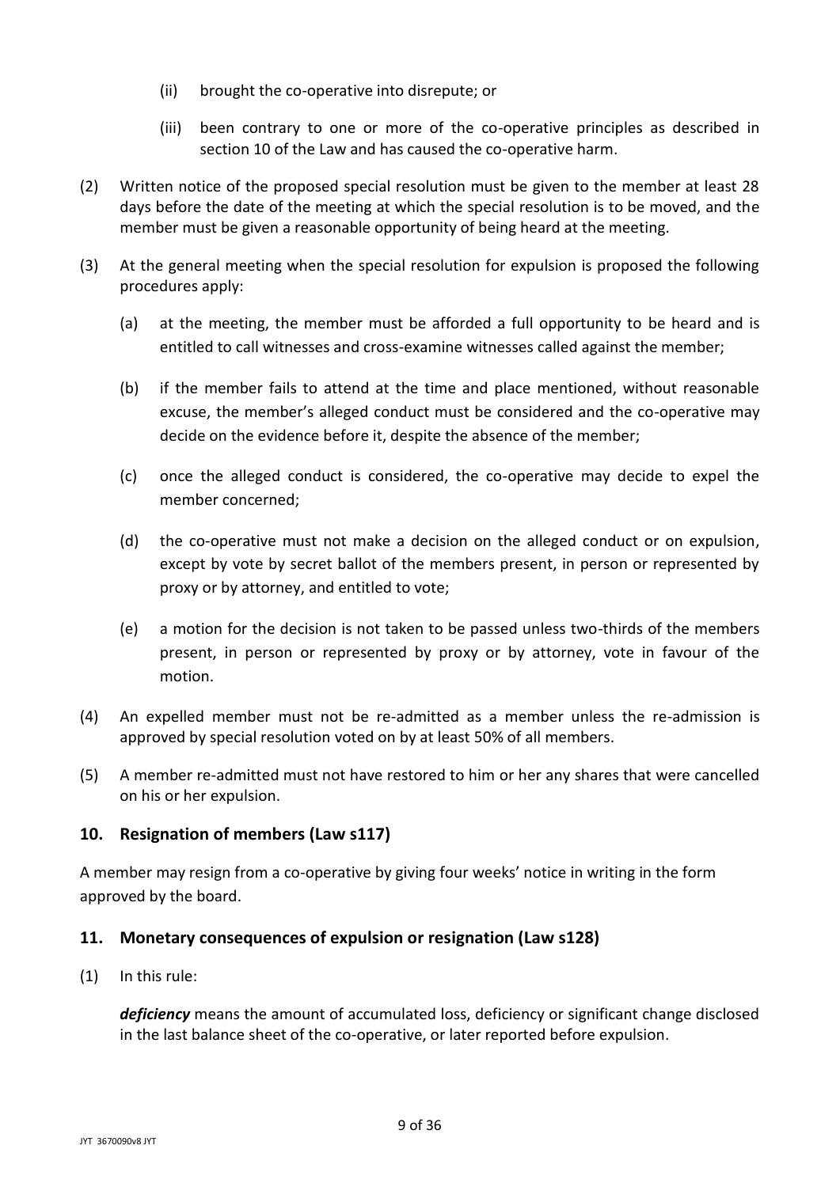(ii) brought the co-operative into disrepute; or

(iii) been contrary to one or more of the co-operative principles as described in section 10 of the Law and has caused the co-operative harm.

(2) Written notice of the proposed special resolution must be given to the member at least 28 days before the date of the meeting at which the special resolution is to be moved, and the member must be given a reasonable opportunity of being heard at the meeting.

(3) At the general meeting when the special resolution for expulsion is proposed the following procedures apply:

(a) at the meeting, the member must be afforded a full opportunity to be heard and is entitled to call witnesses and cross-examine witnesses called against the member;

(b) if the member fails to attend at the time and place mentioned, without reasonable excuse, the member's alleged conduct must be considered and the co-operative may decide on the evidence before it, despite the absence of the member;

(c) once the alleged conduct is considered, the co-operative may decide to expel the member concerned;

(d) the co-operative must not make a decision on the alleged conduct or on expulsion, except by vote by secret ballot of the members present, in person or represented by proxy or by attorney, and entitled to vote;

(e) a motion for the decision is not taken to be passed unless two-thirds of the members present, in person or represented by proxy or by attorney, vote in favour of the motion.

(4) An expelled member must not be re-admitted as a member unless the re-admission is approved by special resolution voted on by at least 50% of all members.

(5) A member re-admitted must not have restored to him or her any shares that were cancelled on his or her expulsion.

## 10. Resignation of members (Law s117)

A member may resign from a co-operative by giving four weeks' notice in writing in the form approved by the board.

## 11. Monetary consequences of expulsion or resignation (Law s128)

(1) In this rule:

***deficiency*** means the amount of accumulated loss, deficiency or significant change disclosed in the last balance sheet of the co-operative, or later reported before expulsion.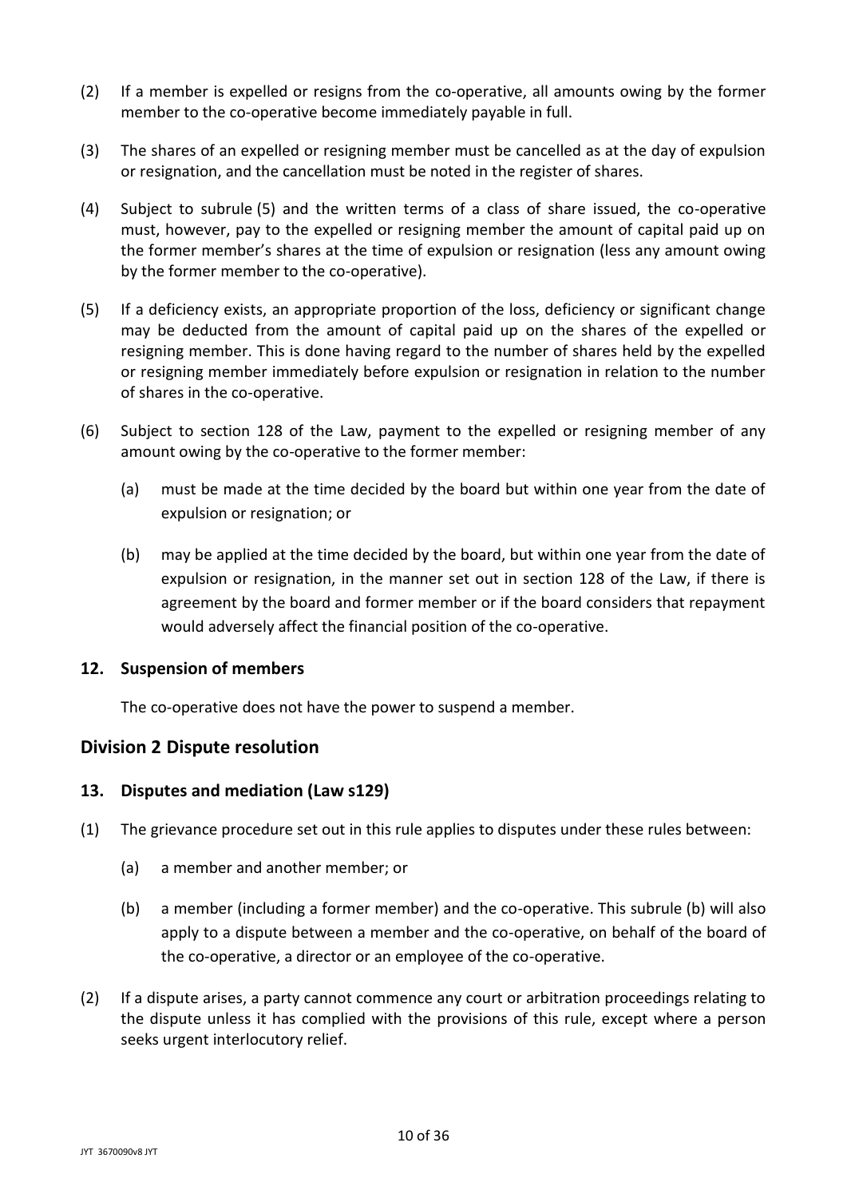(2) If a member is expelled or resigns from the co-operative, all amounts owing by the former member to the co-operative become immediately payable in full.

(3) The shares of an expelled or resigning member must be cancelled as at the day of expulsion or resignation, and the cancellation must be noted in the register of shares.

(4) Subject to subrule (5) and the written terms of a class of share issued, the co-operative must, however, pay to the expelled or resigning member the amount of capital paid up on the former member's shares at the time of expulsion or resignation (less any amount owing by the former member to the co-operative).

(5) If a deficiency exists, an appropriate proportion of the loss, deficiency or significant change may be deducted from the amount of capital paid up on the shares of the expelled or resigning member. This is done having regard to the number of shares held by the expelled or resigning member immediately before expulsion or resignation in relation to the number of shares in the co-operative.

(6) Subject to section 128 of the Law, payment to the expelled or resigning member of any amount owing by the co-operative to the former member:

   (a) must be made at the time decided by the board but within one year from the date of expulsion or resignation; or

   (b) may be applied at the time decided by the board, but within one year from the date of expulsion or resignation, in the manner set out in section 128 of the Law, if there is agreement by the board and former member or if the board considers that repayment would adversely affect the financial position of the co-operative.

### 12. Suspension of members

The co-operative does not have the power to suspend a member.

## Division 2 Dispute resolution

### 13. Disputes and mediation (Law s129)

(1) The grievance procedure set out in this rule applies to disputes under these rules between:

   (a) a member and another member; or

   (b) a member (including a former member) and the co-operative. This subrule (b) will also apply to a dispute between a member and the co-operative, on behalf of the board of the co-operative, a director or an employee of the co-operative.

(2) If a dispute arises, a party cannot commence any court or arbitration proceedings relating to the dispute unless it has complied with the provisions of this rule, except where a person seeks urgent interlocutory relief.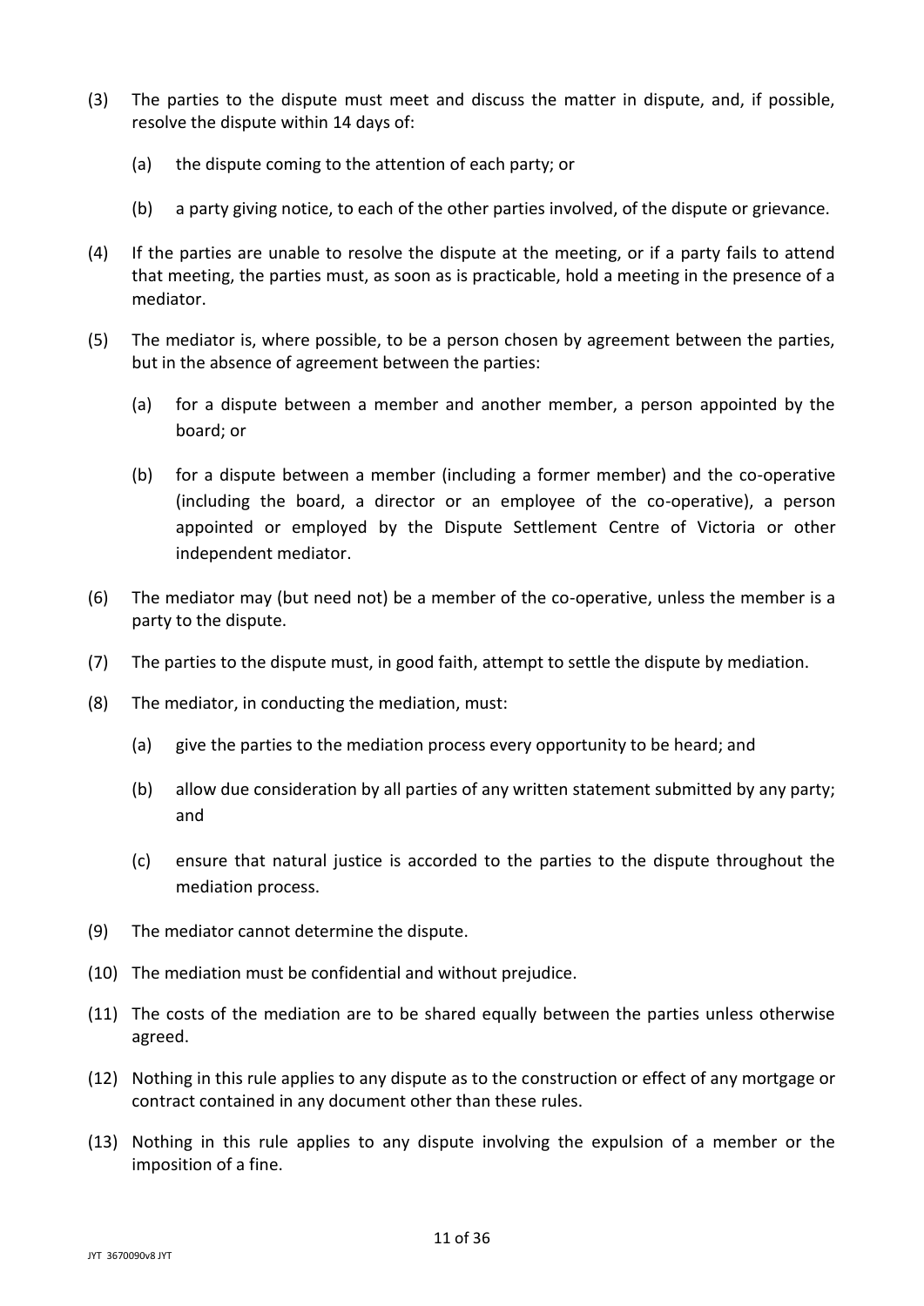(3) The parties to the dispute must meet and discuss the matter in dispute, and, if possible, resolve the dispute within 14 days of:

    (a) the dispute coming to the attention of each party; or

    (b) a party giving notice, to each of the other parties involved, of the dispute or grievance.

(4) If the parties are unable to resolve the dispute at the meeting, or if a party fails to attend that meeting, the parties must, as soon as is practicable, hold a meeting in the presence of a mediator.

(5) The mediator is, where possible, to be a person chosen by agreement between the parties, but in the absence of agreement between the parties:

    (a) for a dispute between a member and another member, a person appointed by the board; or

    (b) for a dispute between a member (including a former member) and the co-operative (including the board, a director or an employee of the co-operative), a person appointed or employed by the Dispute Settlement Centre of Victoria or other independent mediator.

(6) The mediator may (but need not) be a member of the co-operative, unless the member is a party to the dispute.

(7) The parties to the dispute must, in good faith, attempt to settle the dispute by mediation.

(8) The mediator, in conducting the mediation, must:

    (a) give the parties to the mediation process every opportunity to be heard; and

    (b) allow due consideration by all parties of any written statement submitted by any party; and

    (c) ensure that natural justice is accorded to the parties to the dispute throughout the mediation process.

(9) The mediator cannot determine the dispute.

(10) The mediation must be confidential and without prejudice.

(11) The costs of the mediation are to be shared equally between the parties unless otherwise agreed.

(12) Nothing in this rule applies to any dispute as to the construction or effect of any mortgage or contract contained in any document other than these rules.

(13) Nothing in this rule applies to any dispute involving the expulsion of a member or the imposition of a fine.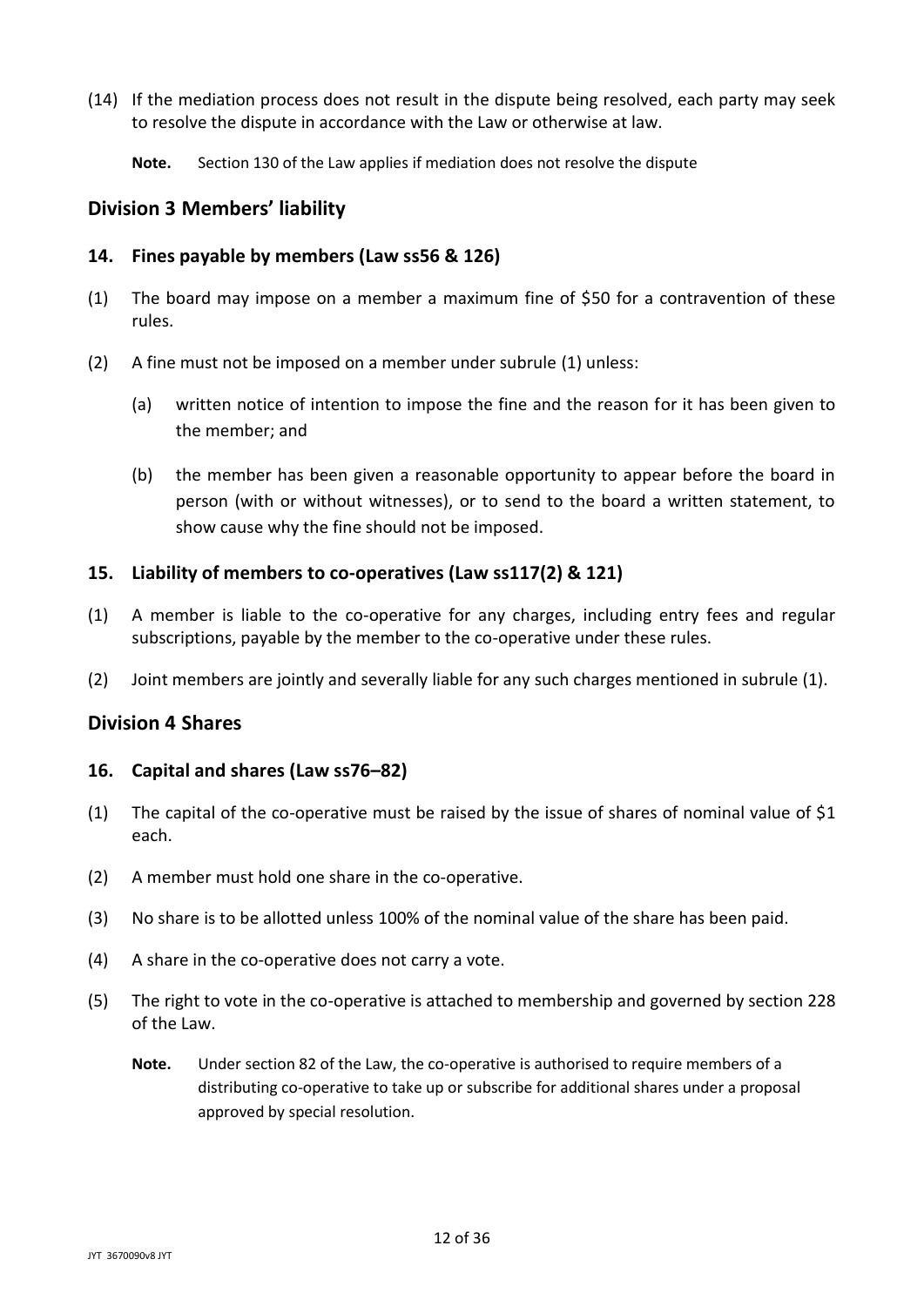(14) If the mediation process does not result in the dispute being resolved, each party may seek to resolve the dispute in accordance with the Law or otherwise at law.

**Note.** Section 130 of the Law applies if mediation does not resolve the dispute

## Division 3 Members' liability

### 14. Fines payable by members (Law ss56 & 126)

(1) The board may impose on a member a maximum fine of $50 for a contravention of these rules.

(2) A fine must not be imposed on a member under subrule (1) unless:

(a) written notice of intention to impose the fine and the reason for it has been given to the member; and

(b) the member has been given a reasonable opportunity to appear before the board in person (with or without witnesses), or to send to the board a written statement, to show cause why the fine should not be imposed.

### 15. Liability of members to co-operatives (Law ss117(2) & 121)

(1) A member is liable to the co-operative for any charges, including entry fees and regular subscriptions, payable by the member to the co-operative under these rules.

(2) Joint members are jointly and severally liable for any such charges mentioned in subrule (1).

## Division 4 Shares

### 16. Capital and shares (Law ss76–82)

(1) The capital of the co-operative must be raised by the issue of shares of nominal value of $1 each.

(2) A member must hold one share in the co-operative.

(3) No share is to be allotted unless 100% of the nominal value of the share has been paid.

(4) A share in the co-operative does not carry a vote.

(5) The right to vote in the co-operative is attached to membership and governed by section 228 of the Law.

**Note.** Under section 82 of the Law, the co-operative is authorised to require members of a distributing co-operative to take up or subscribe for additional shares under a proposal approved by special resolution.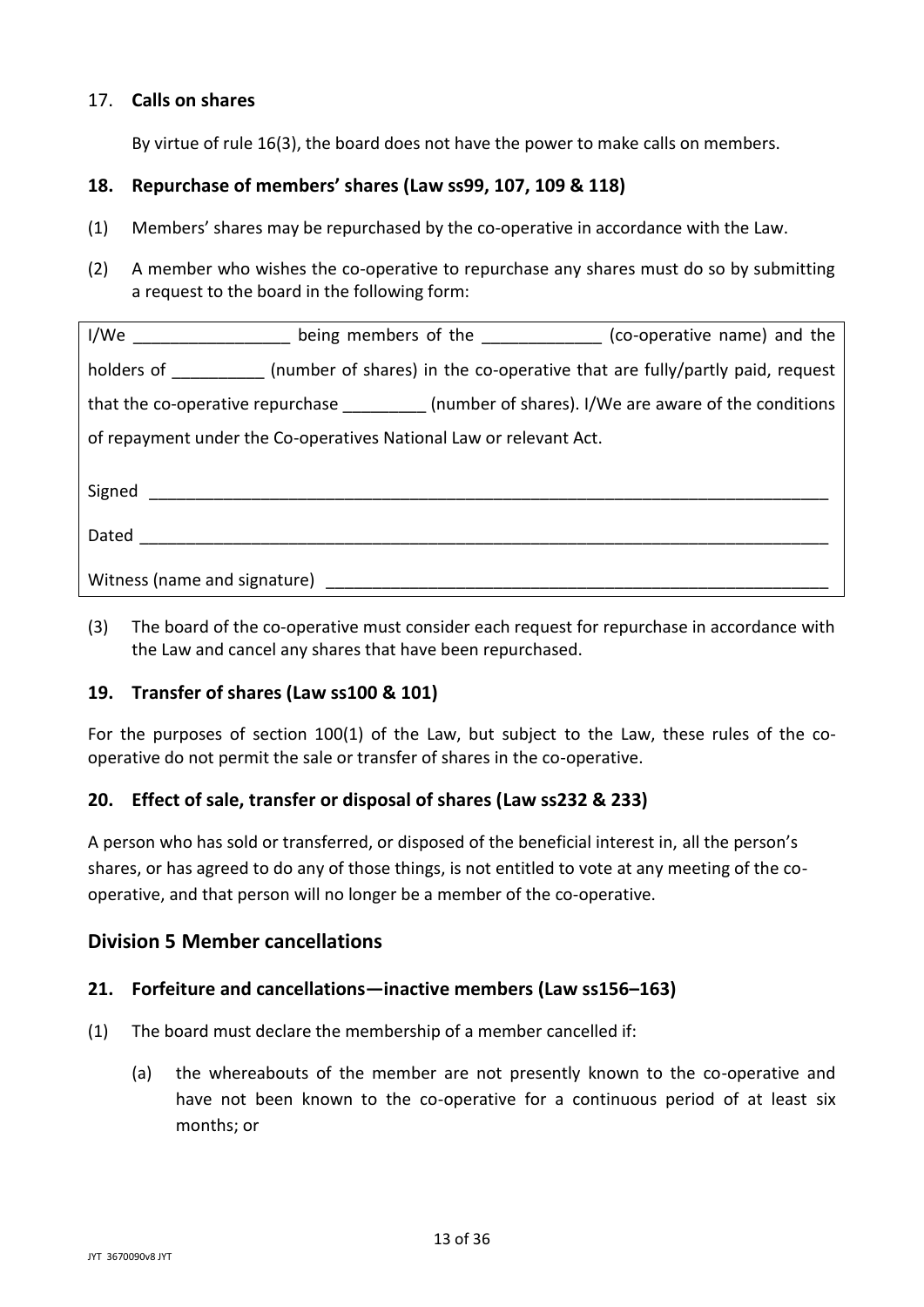### 17. **Calls on shares**

By virtue of rule 16(3), the board does not have the power to make calls on members.

### 18. Repurchase of members' shares (Law ss99, 107, 109 & 118)

(1) Members' shares may be repurchased by the co-operative in accordance with the Law.

(2) A member who wishes the co-operative to repurchase any shares must do so by submitting a request to the board in the following form:

> I/We _________________ being members of the _____________ (co-operative name) and the holders of __________ (number of shares) in the co-operative that are fully/partly paid, request that the co-operative repurchase _________ (number of shares). I/We are aware of the conditions of repayment under the Co-operatives National Law or relevant Act.
>
> Signed ___________________________________________________________________________
>
> Dated ____________________________________________________________________________
>
> Witness (name and signature) ________________________________________________________

(3) The board of the co-operative must consider each request for repurchase in accordance with the Law and cancel any shares that have been repurchased.

### 19. Transfer of shares (Law ss100 & 101)

For the purposes of section 100(1) of the Law, but subject to the Law, these rules of the co-operative do not permit the sale or transfer of shares in the co-operative.

### 20. Effect of sale, transfer or disposal of shares (Law ss232 & 233)

A person who has sold or transferred, or disposed of the beneficial interest in, all the person's shares, or has agreed to do any of those things, is not entitled to vote at any meeting of the co-operative, and that person will no longer be a member of the co-operative.

## Division 5 Member cancellations

### 21. Forfeiture and cancellations—inactive members (Law ss156–163)

(1) The board must declare the membership of a member cancelled if:

(a) the whereabouts of the member are not presently known to the co-operative and have not been known to the co-operative for a continuous period of at least six months; or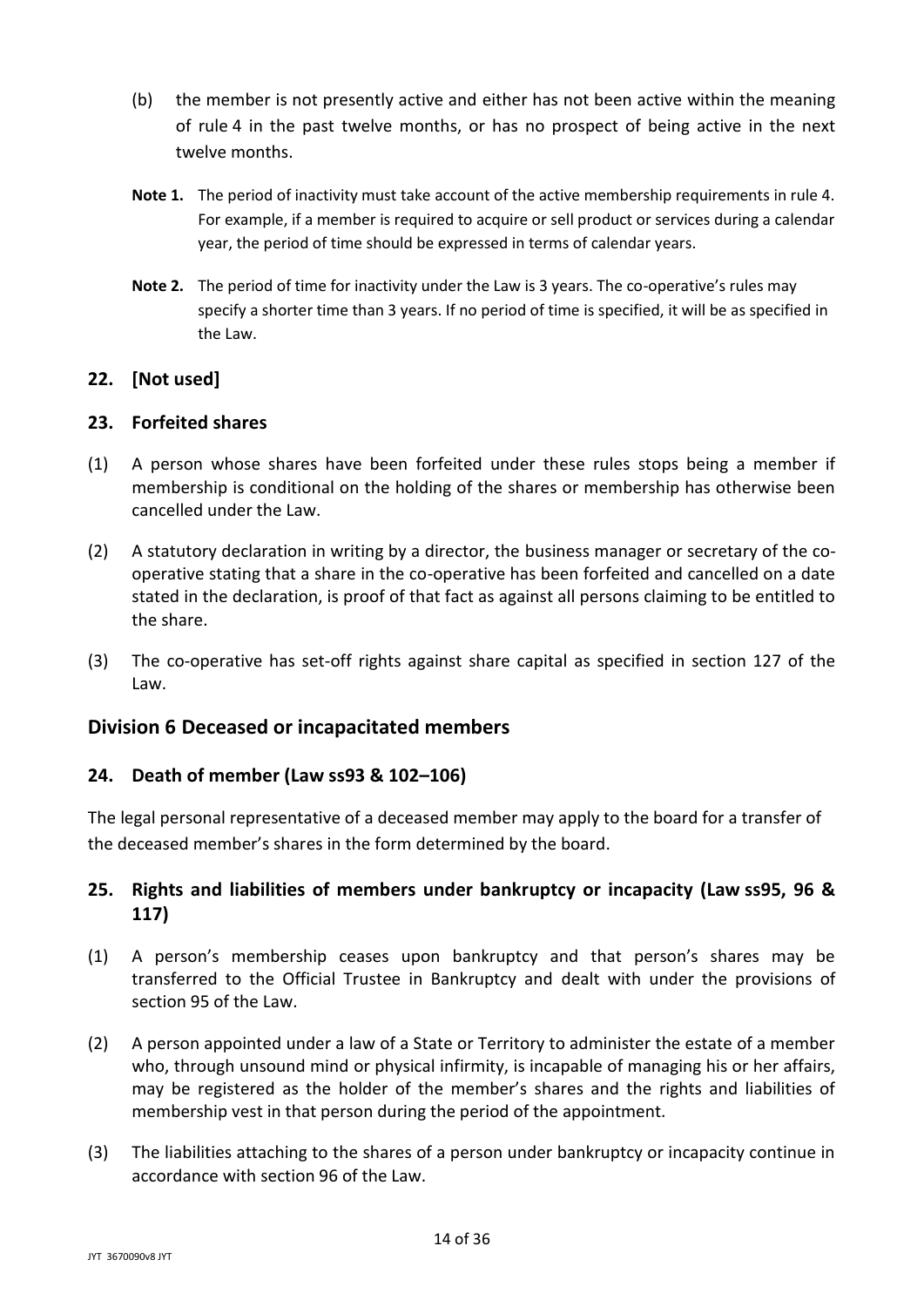(b) the member is not presently active and either has not been active within the meaning of rule 4 in the past twelve months, or has no prospect of being active in the next twelve months.

**Note 1.** The period of inactivity must take account of the active membership requirements in rule 4. For example, if a member is required to acquire or sell product or services during a calendar year, the period of time should be expressed in terms of calendar years.

**Note 2.** The period of time for inactivity under the Law is 3 years. The co-operative's rules may specify a shorter time than 3 years. If no period of time is specified, it will be as specified in the Law.

### 22. [Not used]

### 23. Forfeited shares

(1) A person whose shares have been forfeited under these rules stops being a member if membership is conditional on the holding of the shares or membership has otherwise been cancelled under the Law.

(2) A statutory declaration in writing by a director, the business manager or secretary of the co-operative stating that a share in the co-operative has been forfeited and cancelled on a date stated in the declaration, is proof of that fact as against all persons claiming to be entitled to the share.

(3) The co-operative has set-off rights against share capital as specified in section 127 of the Law.

## Division 6 Deceased or incapacitated members

### 24. Death of member (Law ss93 & 102–106)

The legal personal representative of a deceased member may apply to the board for a transfer of the deceased member's shares in the form determined by the board.

### 25. Rights and liabilities of members under bankruptcy or incapacity (Law ss95, 96 & 117)

(1) A person's membership ceases upon bankruptcy and that person's shares may be transferred to the Official Trustee in Bankruptcy and dealt with under the provisions of section 95 of the Law.

(2) A person appointed under a law of a State or Territory to administer the estate of a member who, through unsound mind or physical infirmity, is incapable of managing his or her affairs, may be registered as the holder of the member's shares and the rights and liabilities of membership vest in that person during the period of the appointment.

(3) The liabilities attaching to the shares of a person under bankruptcy or incapacity continue in accordance with section 96 of the Law.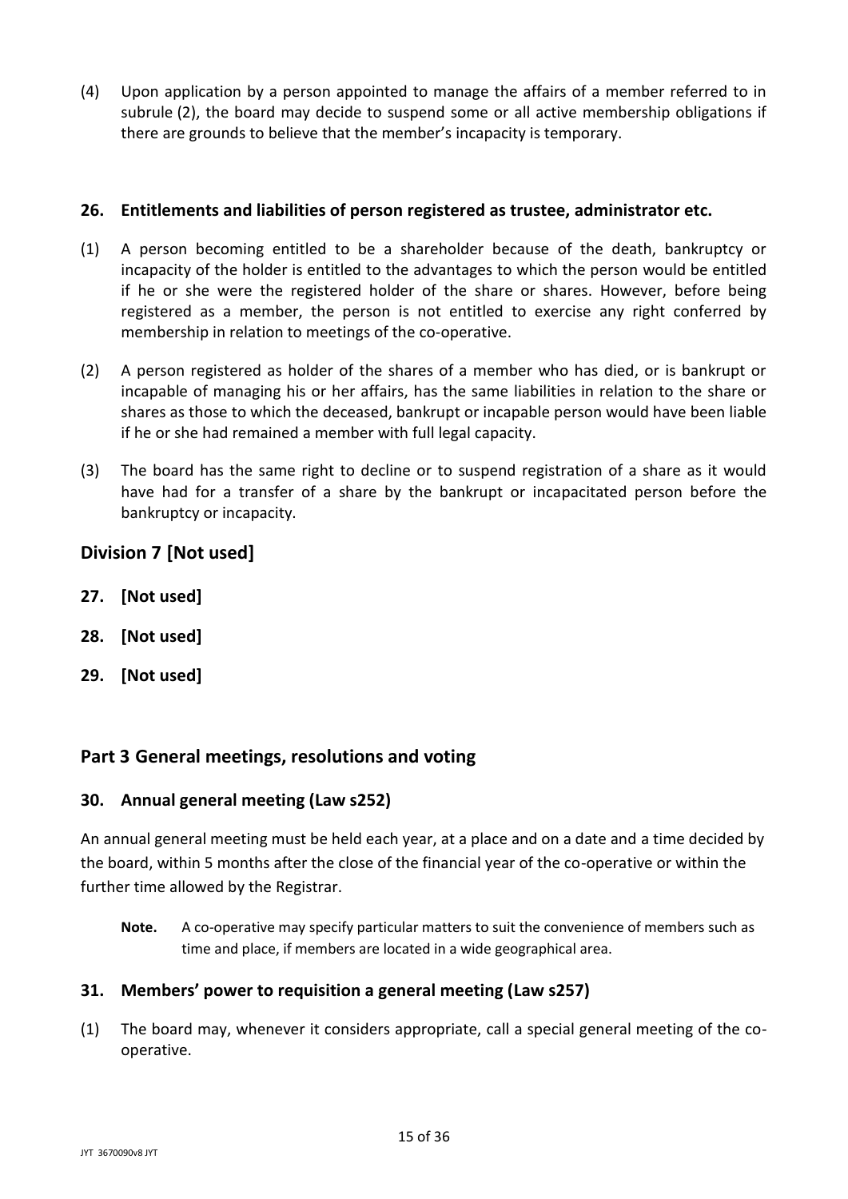(4) Upon application by a person appointed to manage the affairs of a member referred to in subrule (2), the board may decide to suspend some or all active membership obligations if there are grounds to believe that the member's incapacity is temporary.

### 26. Entitlements and liabilities of person registered as trustee, administrator etc.

(1) A person becoming entitled to be a shareholder because of the death, bankruptcy or incapacity of the holder is entitled to the advantages to which the person would be entitled if he or she were the registered holder of the share or shares. However, before being registered as a member, the person is not entitled to exercise any right conferred by membership in relation to meetings of the co-operative.

(2) A person registered as holder of the shares of a member who has died, or is bankrupt or incapable of managing his or her affairs, has the same liabilities in relation to the share or shares as those to which the deceased, bankrupt or incapable person would have been liable if he or she had remained a member with full legal capacity.

(3) The board has the same right to decline or to suspend registration of a share as it would have had for a transfer of a share by the bankrupt or incapacitated person before the bankruptcy or incapacity.

## Division 7 [Not used]

### 27. [Not used]

### 28. [Not used]

### 29. [Not used]

## Part 3 General meetings, resolutions and voting

### 30. Annual general meeting (Law s252)

An annual general meeting must be held each year, at a place and on a date and a time decided by the board, within 5 months after the close of the financial year of the co-operative or within the further time allowed by the Registrar.

> **Note.** A co-operative may specify particular matters to suit the convenience of members such as time and place, if members are located in a wide geographical area.

### 31. Members' power to requisition a general meeting (Law s257)

(1) The board may, whenever it considers appropriate, call a special general meeting of the co-operative.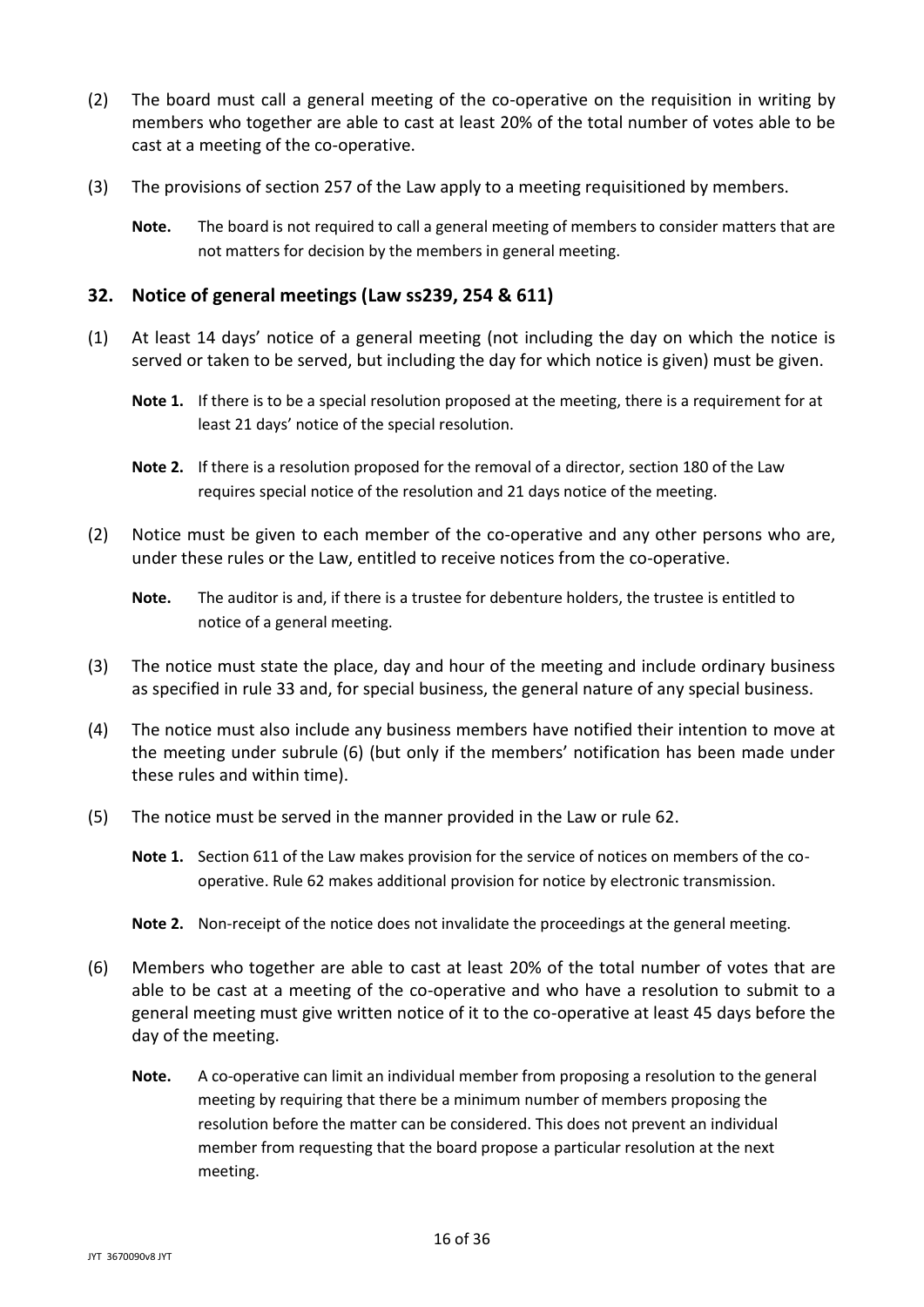(2) The board must call a general meeting of the co-operative on the requisition in writing by members who together are able to cast at least 20% of the total number of votes able to be cast at a meeting of the co-operative.

(3) The provisions of section 257 of the Law apply to a meeting requisitioned by members.

> **Note.** The board is not required to call a general meeting of members to consider matters that are not matters for decision by the members in general meeting.

## 32. Notice of general meetings (Law ss239, 254 & 611)

(1) At least 14 days' notice of a general meeting (not including the day on which the notice is served or taken to be served, but including the day for which notice is given) must be given.

> **Note 1.** If there is to be a special resolution proposed at the meeting, there is a requirement for at least 21 days' notice of the special resolution.
>
> **Note 2.** If there is a resolution proposed for the removal of a director, section 180 of the Law requires special notice of the resolution and 21 days notice of the meeting.

(2) Notice must be given to each member of the co-operative and any other persons who are, under these rules or the Law, entitled to receive notices from the co-operative.

> **Note.** The auditor is and, if there is a trustee for debenture holders, the trustee is entitled to notice of a general meeting.

(3) The notice must state the place, day and hour of the meeting and include ordinary business as specified in rule 33 and, for special business, the general nature of any special business.

(4) The notice must also include any business members have notified their intention to move at the meeting under subrule (6) (but only if the members' notification has been made under these rules and within time).

(5) The notice must be served in the manner provided in the Law or rule 62.

> **Note 1.** Section 611 of the Law makes provision for the service of notices on members of the co-operative. Rule 62 makes additional provision for notice by electronic transmission.
>
> **Note 2.** Non-receipt of the notice does not invalidate the proceedings at the general meeting.

(6) Members who together are able to cast at least 20% of the total number of votes that are able to be cast at a meeting of the co-operative and who have a resolution to submit to a general meeting must give written notice of it to the co-operative at least 45 days before the day of the meeting.

> **Note.** A co-operative can limit an individual member from proposing a resolution to the general meeting by requiring that there be a minimum number of members proposing the resolution before the matter can be considered. This does not prevent an individual member from requesting that the board propose a particular resolution at the next meeting.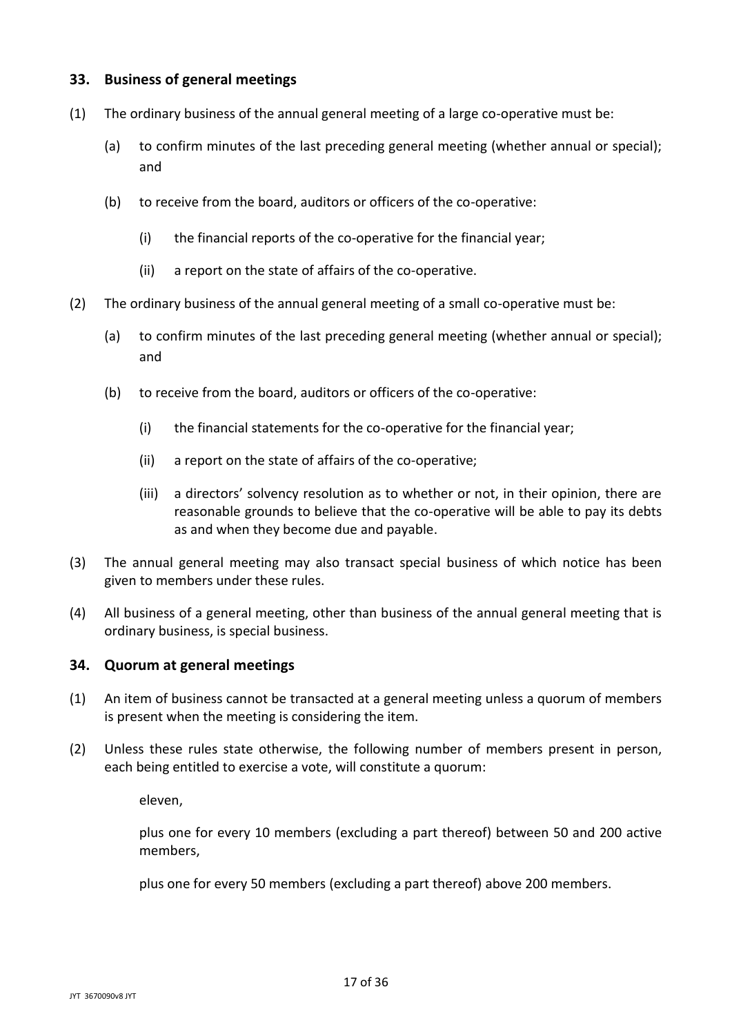## 33. Business of general meetings

(1) The ordinary business of the annual general meeting of a large co-operative must be:

  (a) to confirm minutes of the last preceding general meeting (whether annual or special); and

  (b) to receive from the board, auditors or officers of the co-operative:

    (i) the financial reports of the co-operative for the financial year;

    (ii) a report on the state of affairs of the co-operative.

(2) The ordinary business of the annual general meeting of a small co-operative must be:

  (a) to confirm minutes of the last preceding general meeting (whether annual or special); and

  (b) to receive from the board, auditors or officers of the co-operative:

    (i) the financial statements for the co-operative for the financial year;

    (ii) a report on the state of affairs of the co-operative;

    (iii) a directors' solvency resolution as to whether or not, in their opinion, there are reasonable grounds to believe that the co-operative will be able to pay its debts as and when they become due and payable.

(3) The annual general meeting may also transact special business of which notice has been given to members under these rules.

(4) All business of a general meeting, other than business of the annual general meeting that is ordinary business, is special business.

## 34. Quorum at general meetings

(1) An item of business cannot be transacted at a general meeting unless a quorum of members is present when the meeting is considering the item.

(2) Unless these rules state otherwise, the following number of members present in person, each being entitled to exercise a vote, will constitute a quorum:

  eleven,

  plus one for every 10 members (excluding a part thereof) between 50 and 200 active members,

  plus one for every 50 members (excluding a part thereof) above 200 members.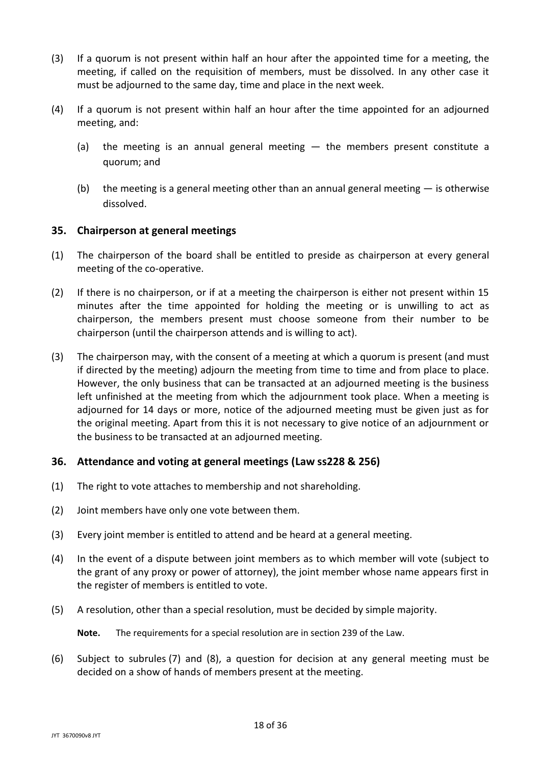(3) If a quorum is not present within half an hour after the appointed time for a meeting, the meeting, if called on the requisition of members, must be dissolved. In any other case it must be adjourned to the same day, time and place in the next week.

(4) If a quorum is not present within half an hour after the time appointed for an adjourned meeting, and:

    (a) the meeting is an annual general meeting — the members present constitute a quorum; and

    (b) the meeting is a general meeting other than an annual general meeting — is otherwise dissolved.

## 35. Chairperson at general meetings

(1) The chairperson of the board shall be entitled to preside as chairperson at every general meeting of the co-operative.

(2) If there is no chairperson, or if at a meeting the chairperson is either not present within 15 minutes after the time appointed for holding the meeting or is unwilling to act as chairperson, the members present must choose someone from their number to be chairperson (until the chairperson attends and is willing to act).

(3) The chairperson may, with the consent of a meeting at which a quorum is present (and must if directed by the meeting) adjourn the meeting from time to time and from place to place. However, the only business that can be transacted at an adjourned meeting is the business left unfinished at the meeting from which the adjournment took place. When a meeting is adjourned for 14 days or more, notice of the adjourned meeting must be given just as for the original meeting. Apart from this it is not necessary to give notice of an adjournment or the business to be transacted at an adjourned meeting.

## 36. Attendance and voting at general meetings (Law ss228 & 256)

(1) The right to vote attaches to membership and not shareholding.

(2) Joint members have only one vote between them.

(3) Every joint member is entitled to attend and be heard at a general meeting.

(4) In the event of a dispute between joint members as to which member will vote (subject to the grant of any proxy or power of attorney), the joint member whose name appears first in the register of members is entitled to vote.

(5) A resolution, other than a special resolution, must be decided by simple majority.

    **Note.** The requirements for a special resolution are in section 239 of the Law.

(6) Subject to subrules (7) and (8), a question for decision at any general meeting must be decided on a show of hands of members present at the meeting.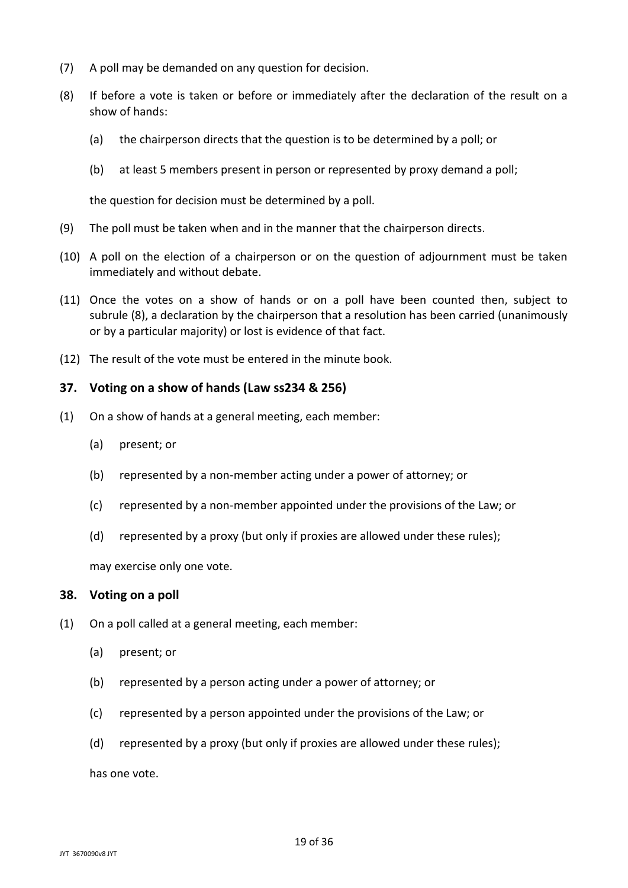(7) A poll may be demanded on any question for decision.

(8) If before a vote is taken or before or immediately after the declaration of the result on a show of hands:

  (a) the chairperson directs that the question is to be determined by a poll; or

  (b) at least 5 members present in person or represented by proxy demand a poll;

  the question for decision must be determined by a poll.

(9) The poll must be taken when and in the manner that the chairperson directs.

(10) A poll on the election of a chairperson or on the question of adjournment must be taken immediately and without debate.

(11) Once the votes on a show of hands or on a poll have been counted then, subject to subrule (8), a declaration by the chairperson that a resolution has been carried (unanimously or by a particular majority) or lost is evidence of that fact.

(12) The result of the vote must be entered in the minute book.

### 37. Voting on a show of hands (Law ss234 & 256)

(1) On a show of hands at a general meeting, each member:

  (a) present; or

  (b) represented by a non-member acting under a power of attorney; or

  (c) represented by a non-member appointed under the provisions of the Law; or

  (d) represented by a proxy (but only if proxies are allowed under these rules);

  may exercise only one vote.

### 38. Voting on a poll

(1) On a poll called at a general meeting, each member:

  (a) present; or

  (b) represented by a person acting under a power of attorney; or

  (c) represented by a person appointed under the provisions of the Law; or

  (d) represented by a proxy (but only if proxies are allowed under these rules);

  has one vote.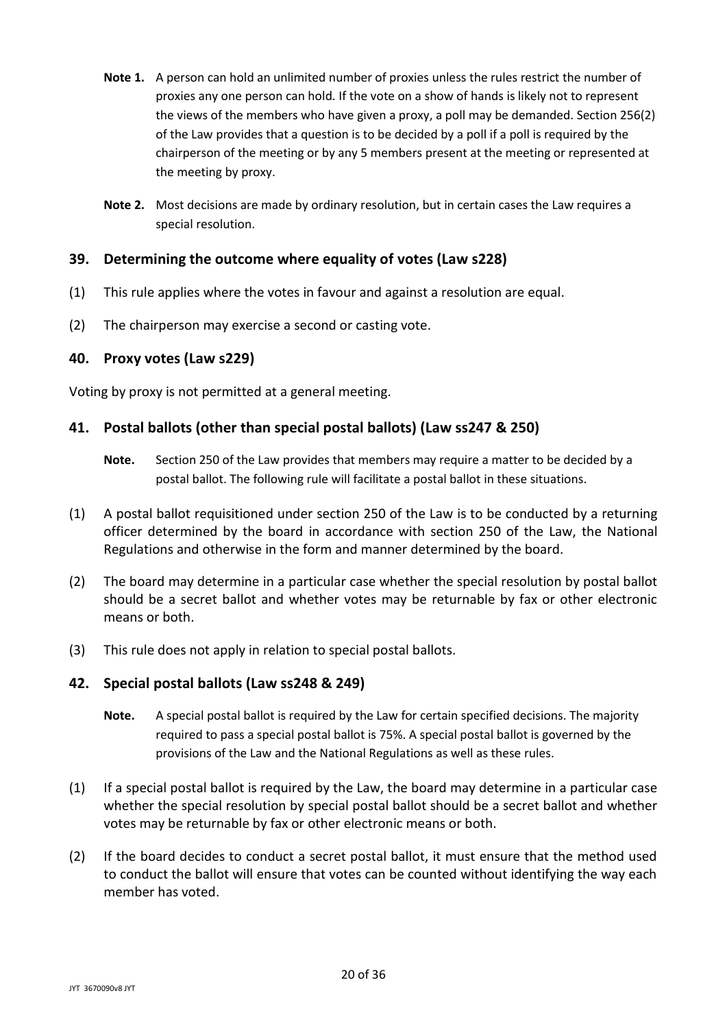**Note 1.** A person can hold an unlimited number of proxies unless the rules restrict the number of proxies any one person can hold. If the vote on a show of hands is likely not to represent the views of the members who have given a proxy, a poll may be demanded. Section 256(2) of the Law provides that a question is to be decided by a poll if a poll is required by the chairperson of the meeting or by any 5 members present at the meeting or represented at the meeting by proxy.

**Note 2.** Most decisions are made by ordinary resolution, but in certain cases the Law requires a special resolution.

## 39. Determining the outcome where equality of votes (Law s228)

(1) This rule applies where the votes in favour and against a resolution are equal.

(2) The chairperson may exercise a second or casting vote.

## 40. Proxy votes (Law s229)

Voting by proxy is not permitted at a general meeting.

## 41. Postal ballots (other than special postal ballots) (Law ss247 & 250)

**Note.** Section 250 of the Law provides that members may require a matter to be decided by a postal ballot. The following rule will facilitate a postal ballot in these situations.

(1) A postal ballot requisitioned under section 250 of the Law is to be conducted by a returning officer determined by the board in accordance with section 250 of the Law, the National Regulations and otherwise in the form and manner determined by the board.

(2) The board may determine in a particular case whether the special resolution by postal ballot should be a secret ballot and whether votes may be returnable by fax or other electronic means or both.

(3) This rule does not apply in relation to special postal ballots.

## 42. Special postal ballots (Law ss248 & 249)

**Note.** A special postal ballot is required by the Law for certain specified decisions. The majority required to pass a special postal ballot is 75%. A special postal ballot is governed by the provisions of the Law and the National Regulations as well as these rules.

(1) If a special postal ballot is required by the Law, the board may determine in a particular case whether the special resolution by special postal ballot should be a secret ballot and whether votes may be returnable by fax or other electronic means or both.

(2) If the board decides to conduct a secret postal ballot, it must ensure that the method used to conduct the ballot will ensure that votes can be counted without identifying the way each member has voted.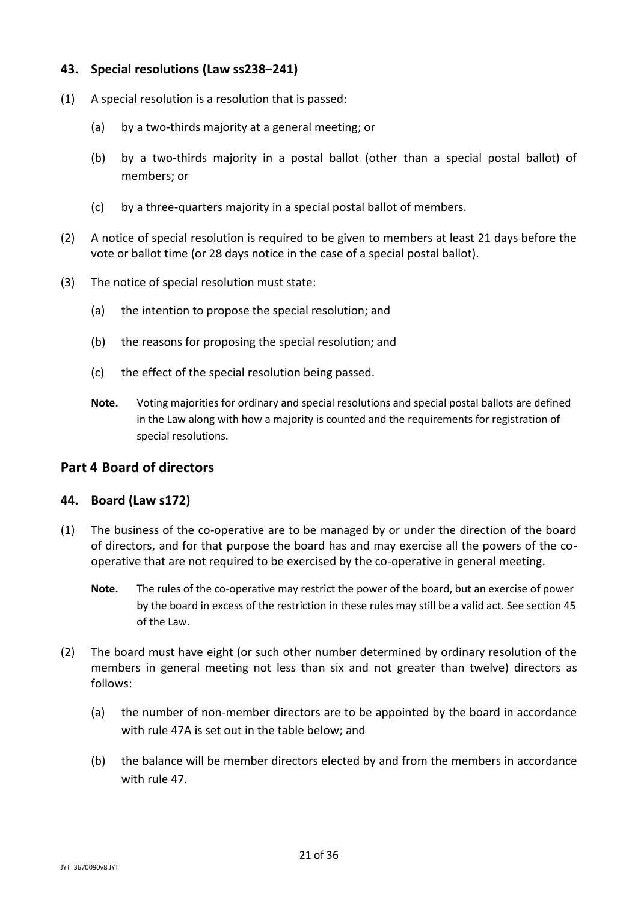### 43. Special resolutions (Law ss238–241)

(1) A special resolution is a resolution that is passed:

   (a) by a two-thirds majority at a general meeting; or

   (b) by a two-thirds majority in a postal ballot (other than a special postal ballot) of members; or

   (c) by a three-quarters majority in a special postal ballot of members.

(2) A notice of special resolution is required to be given to members at least 21 days before the vote or ballot time (or 28 days notice in the case of a special postal ballot).

(3) The notice of special resolution must state:

   (a) the intention to propose the special resolution; and

   (b) the reasons for proposing the special resolution; and

   (c) the effect of the special resolution being passed.

   **Note.** Voting majorities for ordinary and special resolutions and special postal ballots are defined in the Law along with how a majority is counted and the requirements for registration of special resolutions.

## Part 4 Board of directors

### 44. Board (Law s172)

(1) The business of the co-operative are to be managed by or under the direction of the board of directors, and for that purpose the board has and may exercise all the powers of the co-operative that are not required to be exercised by the co-operative in general meeting.

   **Note.** The rules of the co-operative may restrict the power of the board, but an exercise of power by the board in excess of the restriction in these rules may still be a valid act. See section 45 of the Law.

(2) The board must have eight (or such other number determined by ordinary resolution of the members in general meeting not less than six and not greater than twelve) directors as follows:

   (a) the number of non-member directors are to be appointed by the board in accordance with rule 47A is set out in the table below; and

   (b) the balance will be member directors elected by and from the members in accordance with rule 47.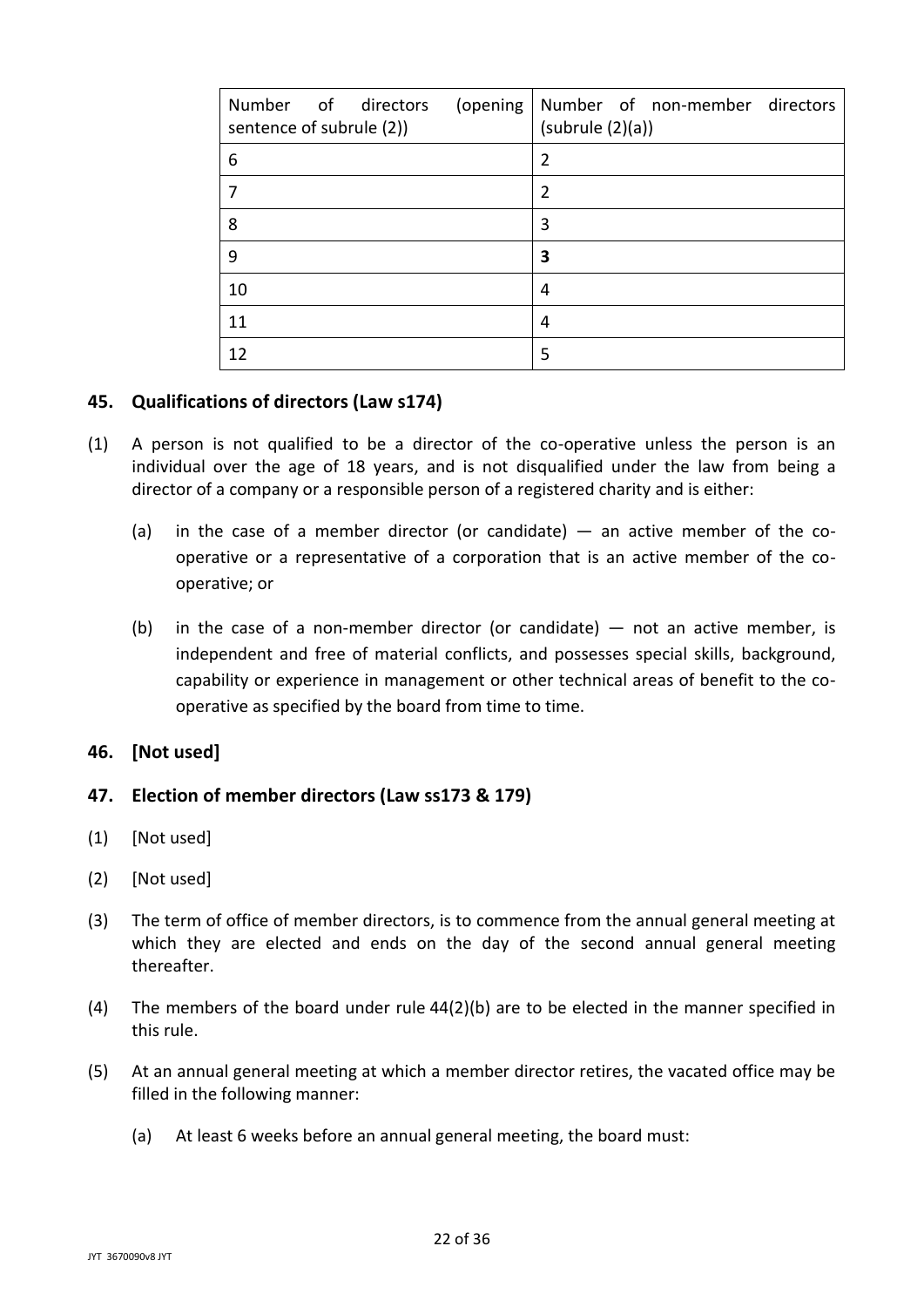| Number of directors (opening sentence of subrule (2)) | Number of non-member directors (subrule (2)(a)) |
|---|---|
| 6 | 2 |
| 7 | 2 |
| 8 | 3 |
| 9 | **3** |
| 10 | 4 |
| 11 | 4 |
| 12 | 5 |

## 45. Qualifications of directors (Law s174)

(1) A person is not qualified to be a director of the co-operative unless the person is an individual over the age of 18 years, and is not disqualified under the law from being a director of a company or a responsible person of a registered charity and is either:

   (a) in the case of a member director (or candidate) — an active member of the co-operative or a representative of a corporation that is an active member of the co-operative; or

   (b) in the case of a non-member director (or candidate) — not an active member, is independent and free of material conflicts, and possesses special skills, background, capability or experience in management or other technical areas of benefit to the co-operative as specified by the board from time to time.

## 46. [Not used]

## 47. Election of member directors (Law ss173 & 179)

(1) [Not used]

(2) [Not used]

(3) The term of office of member directors, is to commence from the annual general meeting at which they are elected and ends on the day of the second annual general meeting thereafter.

(4) The members of the board under rule 44(2)(b) are to be elected in the manner specified in this rule.

(5) At an annual general meeting at which a member director retires, the vacated office may be filled in the following manner:

   (a) At least 6 weeks before an annual general meeting, the board must: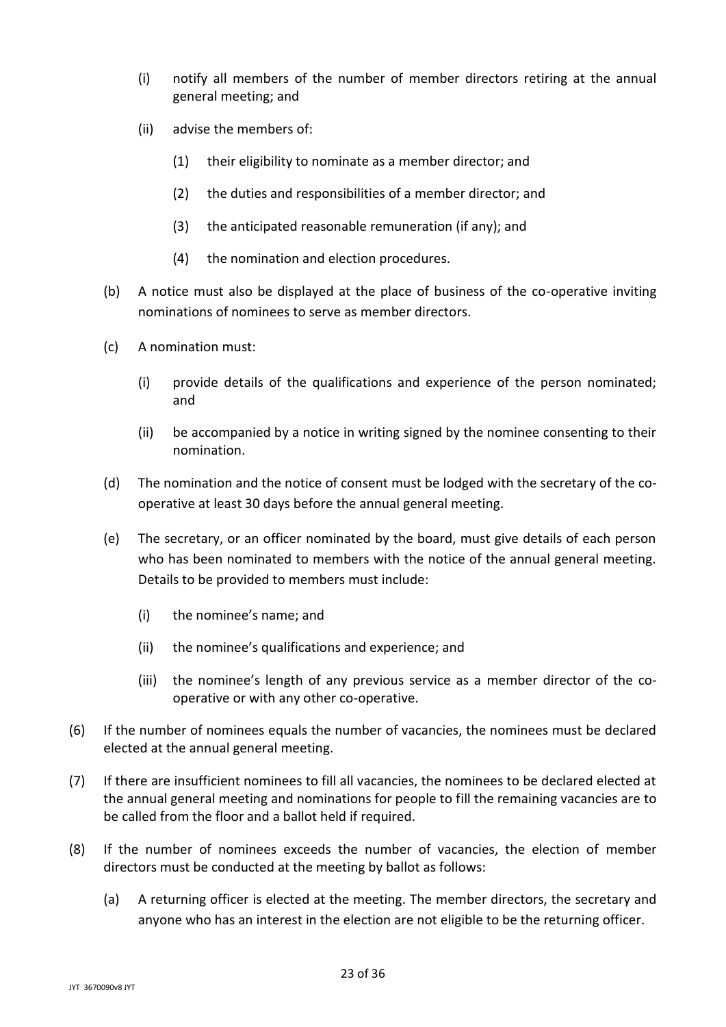(i) notify all members of the number of member directors retiring at the annual general meeting; and

(ii) advise the members of:

(1) their eligibility to nominate as a member director; and

(2) the duties and responsibilities of a member director; and

(3) the anticipated reasonable remuneration (if any); and

(4) the nomination and election procedures.

(b) A notice must also be displayed at the place of business of the co-operative inviting nominations of nominees to serve as member directors.

(c) A nomination must:

(i) provide details of the qualifications and experience of the person nominated; and

(ii) be accompanied by a notice in writing signed by the nominee consenting to their nomination.

(d) The nomination and the notice of consent must be lodged with the secretary of the co-operative at least 30 days before the annual general meeting.

(e) The secretary, or an officer nominated by the board, must give details of each person who has been nominated to members with the notice of the annual general meeting. Details to be provided to members must include:

(i) the nominee's name; and

(ii) the nominee's qualifications and experience; and

(iii) the nominee's length of any previous service as a member director of the co-operative or with any other co-operative.

(6) If the number of nominees equals the number of vacancies, the nominees must be declared elected at the annual general meeting.

(7) If there are insufficient nominees to fill all vacancies, the nominees to be declared elected at the annual general meeting and nominations for people to fill the remaining vacancies are to be called from the floor and a ballot held if required.

(8) If the number of nominees exceeds the number of vacancies, the election of member directors must be conducted at the meeting by ballot as follows:

(a) A returning officer is elected at the meeting. The member directors, the secretary and anyone who has an interest in the election are not eligible to be the returning officer.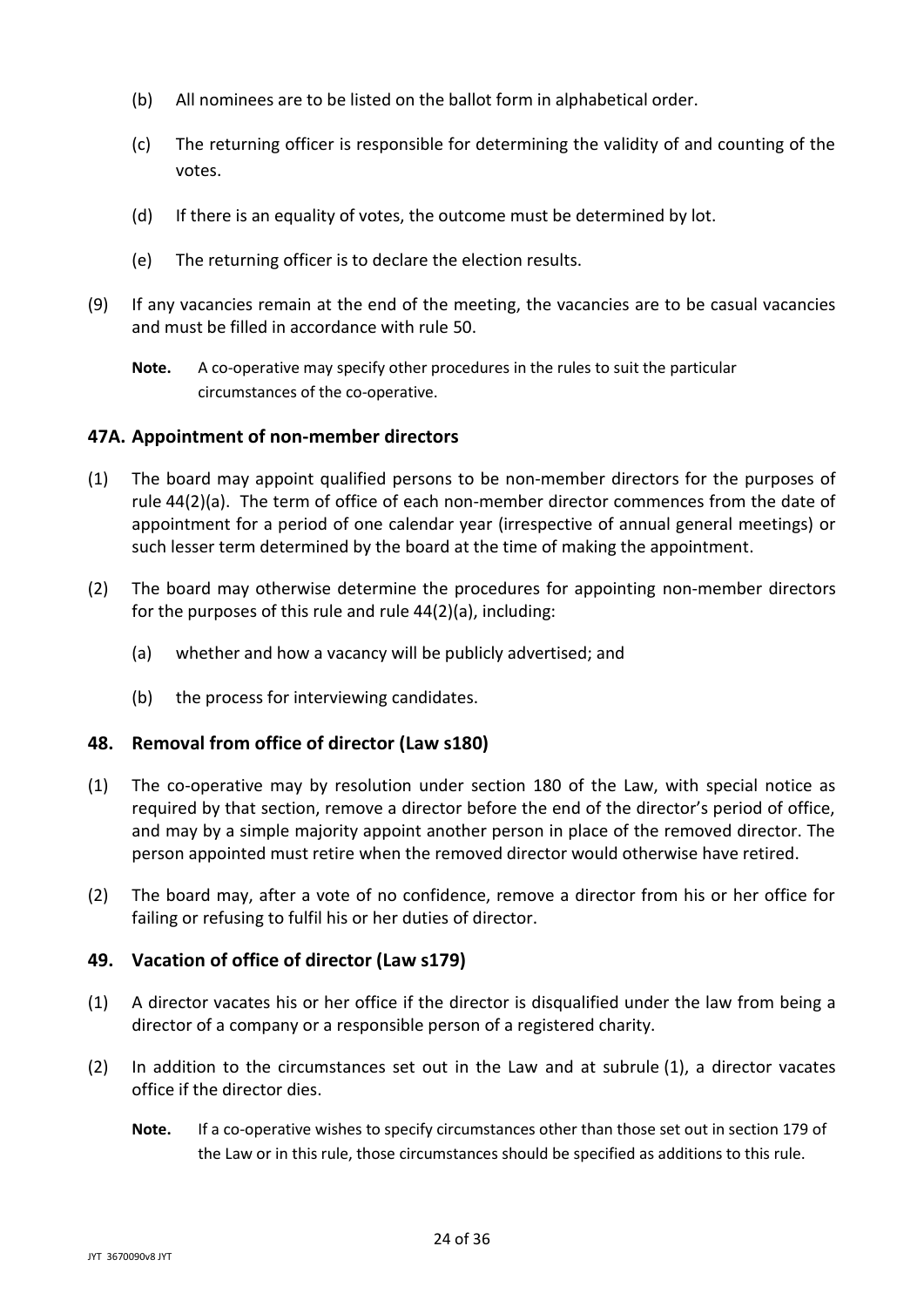(b) All nominees are to be listed on the ballot form in alphabetical order.

(c) The returning officer is responsible for determining the validity of and counting of the votes.

(d) If there is an equality of votes, the outcome must be determined by lot.

(e) The returning officer is to declare the election results.

(9) If any vacancies remain at the end of the meeting, the vacancies are to be casual vacancies and must be filled in accordance with rule 50.

**Note.** A co-operative may specify other procedures in the rules to suit the particular circumstances of the co-operative.

## 47A. Appointment of non-member directors

(1) The board may appoint qualified persons to be non-member directors for the purposes of rule 44(2)(a). The term of office of each non-member director commences from the date of appointment for a period of one calendar year (irrespective of annual general meetings) or such lesser term determined by the board at the time of making the appointment.

(2) The board may otherwise determine the procedures for appointing non-member directors for the purposes of this rule and rule 44(2)(a), including:

(a) whether and how a vacancy will be publicly advertised; and

(b) the process for interviewing candidates.

## 48. Removal from office of director (Law s180)

(1) The co-operative may by resolution under section 180 of the Law, with special notice as required by that section, remove a director before the end of the director's period of office, and may by a simple majority appoint another person in place of the removed director. The person appointed must retire when the removed director would otherwise have retired.

(2) The board may, after a vote of no confidence, remove a director from his or her office for failing or refusing to fulfil his or her duties of director.

## 49. Vacation of office of director (Law s179)

(1) A director vacates his or her office if the director is disqualified under the law from being a director of a company or a responsible person of a registered charity.

(2) In addition to the circumstances set out in the Law and at subrule (1), a director vacates office if the director dies.

**Note.** If a co-operative wishes to specify circumstances other than those set out in section 179 of the Law or in this rule, those circumstances should be specified as additions to this rule.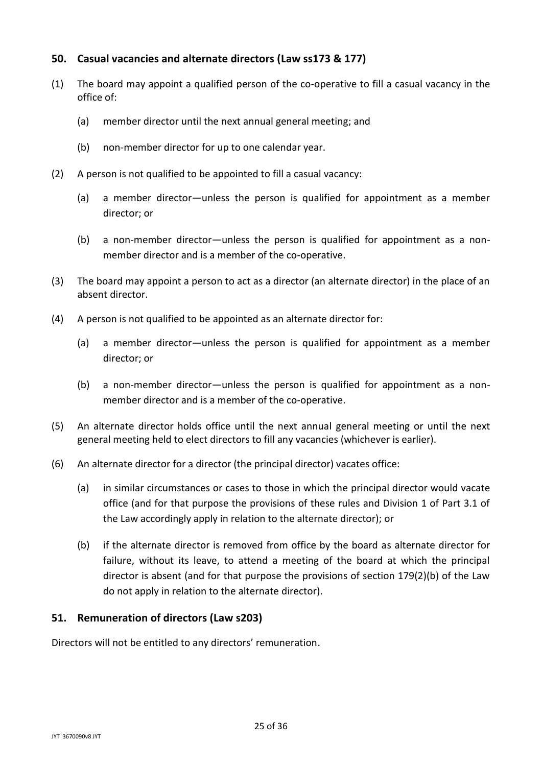## 50. Casual vacancies and alternate directors (Law ss173 & 177)

(1) The board may appoint a qualified person of the co-operative to fill a casual vacancy in the office of:

(a) member director until the next annual general meeting; and

(b) non-member director for up to one calendar year.

(2) A person is not qualified to be appointed to fill a casual vacancy:

(a) a member director—unless the person is qualified for appointment as a member director; or

(b) a non-member director—unless the person is qualified for appointment as a non-member director and is a member of the co-operative.

(3) The board may appoint a person to act as a director (an alternate director) in the place of an absent director.

(4) A person is not qualified to be appointed as an alternate director for:

(a) a member director—unless the person is qualified for appointment as a member director; or

(b) a non-member director—unless the person is qualified for appointment as a non-member director and is a member of the co-operative.

(5) An alternate director holds office until the next annual general meeting or until the next general meeting held to elect directors to fill any vacancies (whichever is earlier).

(6) An alternate director for a director (the principal director) vacates office:

(a) in similar circumstances or cases to those in which the principal director would vacate office (and for that purpose the provisions of these rules and Division 1 of Part 3.1 of the Law accordingly apply in relation to the alternate director); or

(b) if the alternate director is removed from office by the board as alternate director for failure, without its leave, to attend a meeting of the board at which the principal director is absent (and for that purpose the provisions of section 179(2)(b) of the Law do not apply in relation to the alternate director).

## 51. Remuneration of directors (Law s203)

Directors will not be entitled to any directors' remuneration.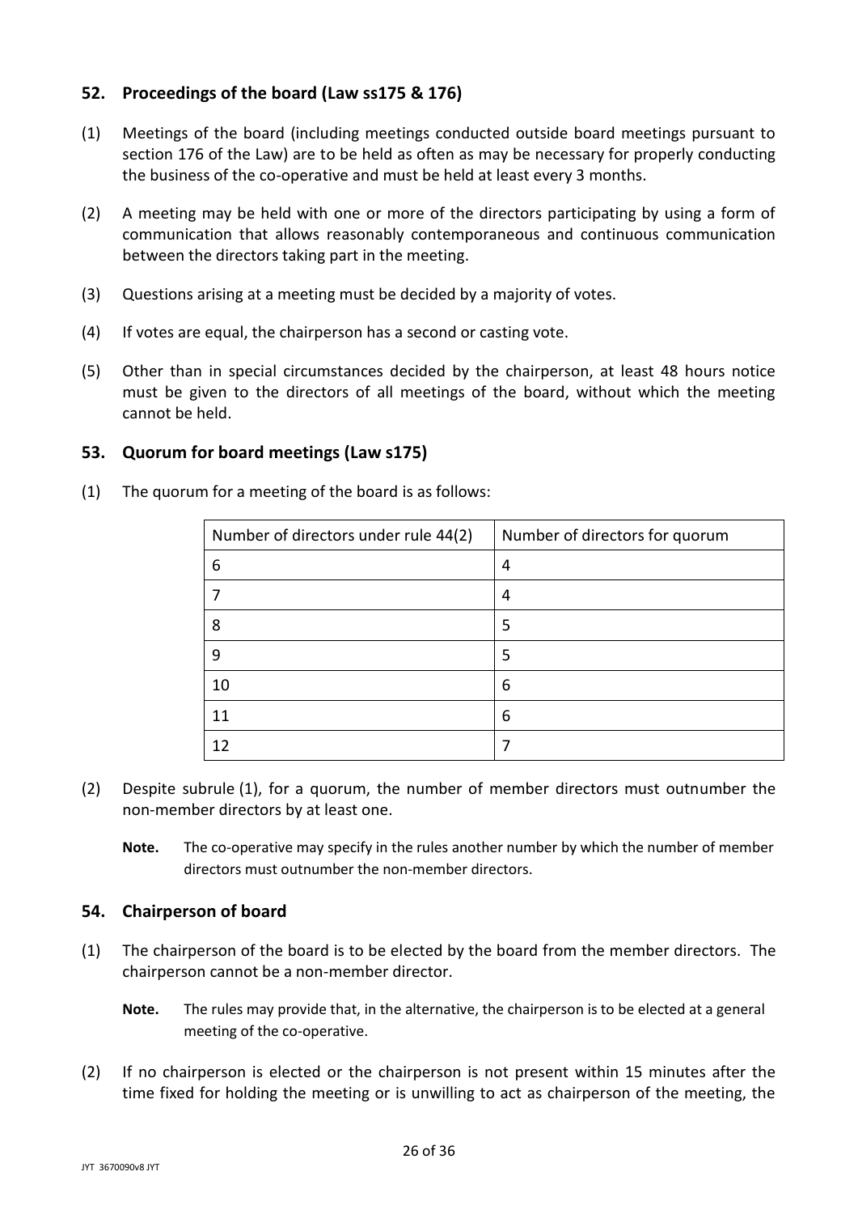## 52. Proceedings of the board (Law ss175 & 176)

(1) Meetings of the board (including meetings conducted outside board meetings pursuant to section 176 of the Law) are to be held as often as may be necessary for properly conducting the business of the co-operative and must be held at least every 3 months.

(2) A meeting may be held with one or more of the directors participating by using a form of communication that allows reasonably contemporaneous and continuous communication between the directors taking part in the meeting.

(3) Questions arising at a meeting must be decided by a majority of votes.

(4) If votes are equal, the chairperson has a second or casting vote.

(5) Other than in special circumstances decided by the chairperson, at least 48 hours notice must be given to the directors of all meetings of the board, without which the meeting cannot be held.

## 53. Quorum for board meetings (Law s175)

(1) The quorum for a meeting of the board is as follows:

| Number of directors under rule 44(2) | Number of directors for quorum |
|---|---|
| 6 | 4 |
| 7 | 4 |
| 8 | 5 |
| 9 | 5 |
| 10 | 6 |
| 11 | 6 |
| 12 | 7 |

(2) Despite subrule (1), for a quorum, the number of member directors must outnumber the non-member directors by at least one.

**Note.** The co-operative may specify in the rules another number by which the number of member directors must outnumber the non-member directors.

## 54. Chairperson of board

(1) The chairperson of the board is to be elected by the board from the member directors. The chairperson cannot be a non-member director.

**Note.** The rules may provide that, in the alternative, the chairperson is to be elected at a general meeting of the co-operative.

(2) If no chairperson is elected or the chairperson is not present within 15 minutes after the time fixed for holding the meeting or is unwilling to act as chairperson of the meeting, the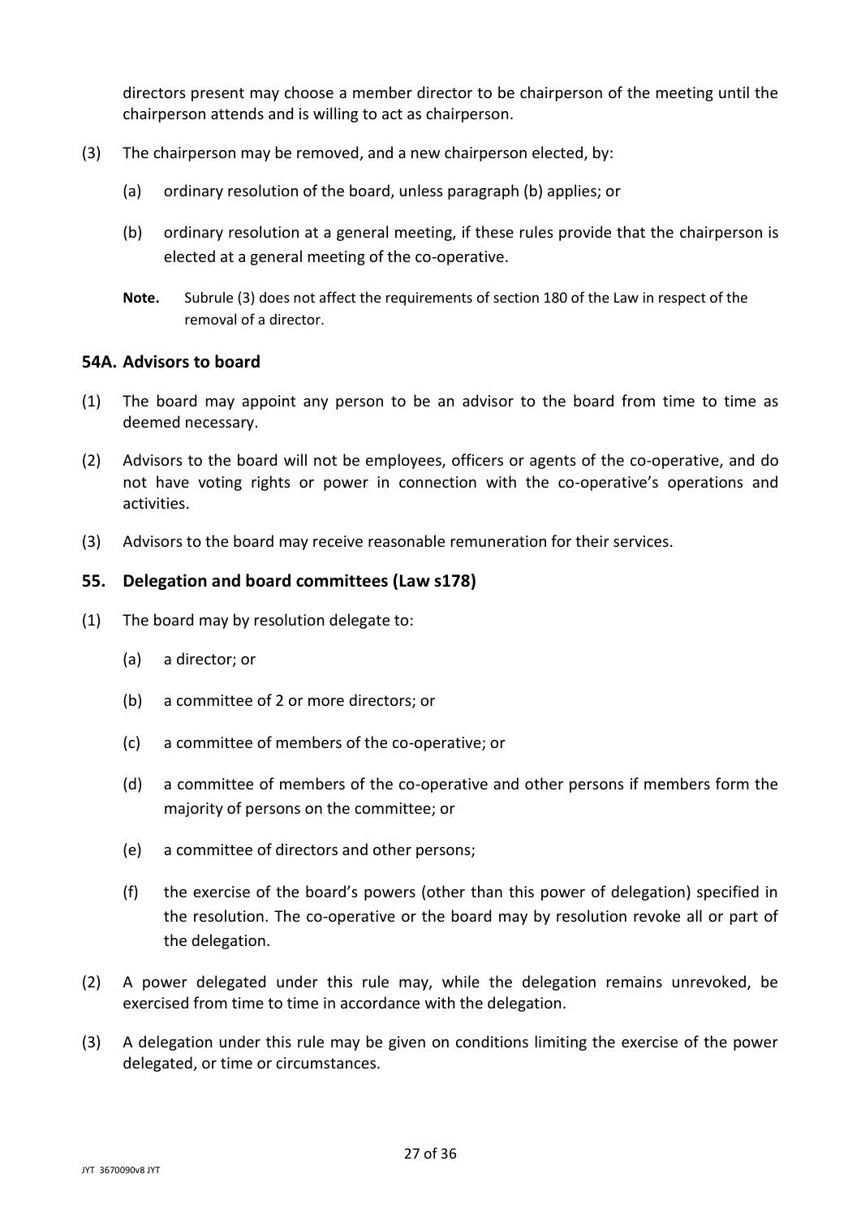directors present may choose a member director to be chairperson of the meeting until the chairperson attends and is willing to act as chairperson.

(3) The chairperson may be removed, and a new chairperson elected, by:

(a) ordinary resolution of the board, unless paragraph (b) applies; or

(b) ordinary resolution at a general meeting, if these rules provide that the chairperson is elected at a general meeting of the co-operative.

**Note.** Subrule (3) does not affect the requirements of section 180 of the Law in respect of the removal of a director.

## 54A. Advisors to board

(1) The board may appoint any person to be an advisor to the board from time to time as deemed necessary.

(2) Advisors to the board will not be employees, officers or agents of the co-operative, and do not have voting rights or power in connection with the co-operative's operations and activities.

(3) Advisors to the board may receive reasonable remuneration for their services.

## 55. Delegation and board committees (Law s178)

(1) The board may by resolution delegate to:

(a) a director; or

(b) a committee of 2 or more directors; or

(c) a committee of members of the co-operative; or

(d) a committee of members of the co-operative and other persons if members form the majority of persons on the committee; or

(e) a committee of directors and other persons;

(f) the exercise of the board's powers (other than this power of delegation) specified in the resolution. The co-operative or the board may by resolution revoke all or part of the delegation.

(2) A power delegated under this rule may, while the delegation remains unrevoked, be exercised from time to time in accordance with the delegation.

(3) A delegation under this rule may be given on conditions limiting the exercise of the power delegated, or time or circumstances.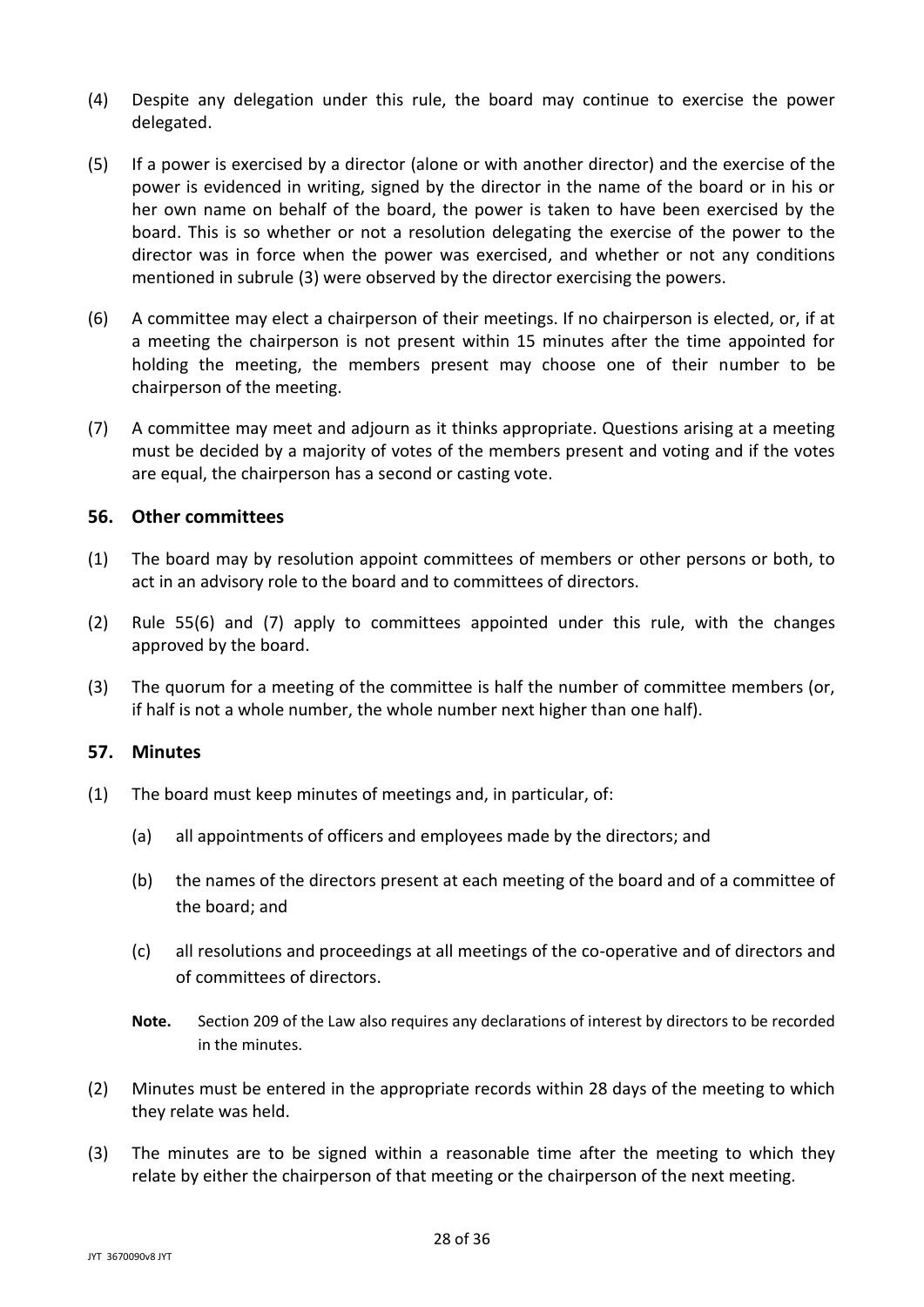(4) Despite any delegation under this rule, the board may continue to exercise the power delegated.

(5) If a power is exercised by a director (alone or with another director) and the exercise of the power is evidenced in writing, signed by the director in the name of the board or in his or her own name on behalf of the board, the power is taken to have been exercised by the board. This is so whether or not a resolution delegating the exercise of the power to the director was in force when the power was exercised, and whether or not any conditions mentioned in subrule (3) were observed by the director exercising the powers.

(6) A committee may elect a chairperson of their meetings. If no chairperson is elected, or, if at a meeting the chairperson is not present within 15 minutes after the time appointed for holding the meeting, the members present may choose one of their number to be chairperson of the meeting.

(7) A committee may meet and adjourn as it thinks appropriate. Questions arising at a meeting must be decided by a majority of votes of the members present and voting and if the votes are equal, the chairperson has a second or casting vote.

## 56. Other committees

(1) The board may by resolution appoint committees of members or other persons or both, to act in an advisory role to the board and to committees of directors.

(2) Rule 55(6) and (7) apply to committees appointed under this rule, with the changes approved by the board.

(3) The quorum for a meeting of the committee is half the number of committee members (or, if half is not a whole number, the whole number next higher than one half).

## 57. Minutes

(1) The board must keep minutes of meetings and, in particular, of:

   (a) all appointments of officers and employees made by the directors; and

   (b) the names of the directors present at each meeting of the board and of a committee of the board; and

   (c) all resolutions and proceedings at all meetings of the co-operative and of directors and of committees of directors.

   **Note.** Section 209 of the Law also requires any declarations of interest by directors to be recorded in the minutes.

(2) Minutes must be entered in the appropriate records within 28 days of the meeting to which they relate was held.

(3) The minutes are to be signed within a reasonable time after the meeting to which they relate by either the chairperson of that meeting or the chairperson of the next meeting.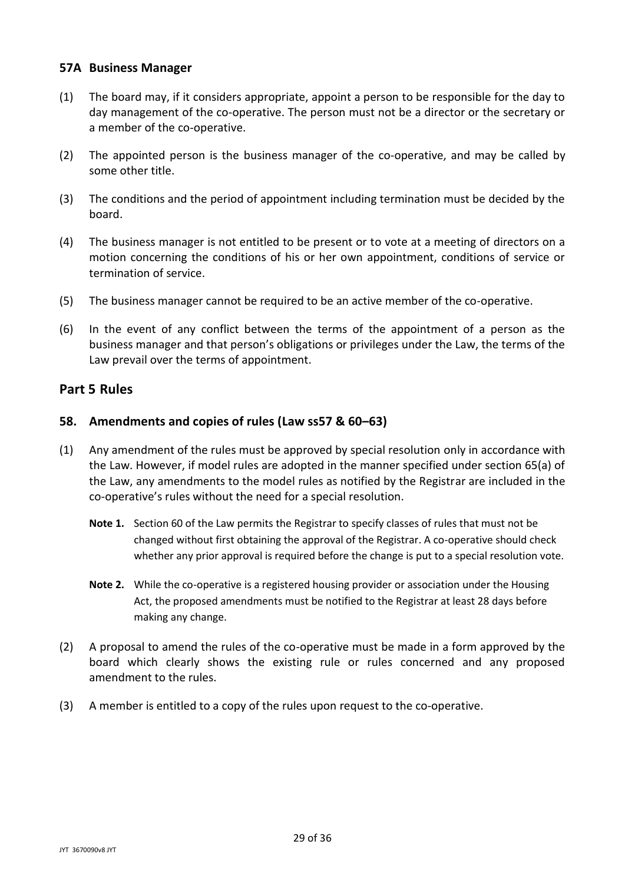### 57A Business Manager

(1) The board may, if it considers appropriate, appoint a person to be responsible for the day to day management of the co-operative. The person must not be a director or the secretary or a member of the co-operative.

(2) The appointed person is the business manager of the co-operative, and may be called by some other title.

(3) The conditions and the period of appointment including termination must be decided by the board.

(4) The business manager is not entitled to be present or to vote at a meeting of directors on a motion concerning the conditions of his or her own appointment, conditions of service or termination of service.

(5) The business manager cannot be required to be an active member of the co-operative.

(6) In the event of any conflict between the terms of the appointment of a person as the business manager and that person's obligations or privileges under the Law, the terms of the Law prevail over the terms of appointment.

## Part 5 Rules

### 58. Amendments and copies of rules (Law ss57 & 60–63)

(1) Any amendment of the rules must be approved by special resolution only in accordance with the Law. However, if model rules are adopted in the manner specified under section 65(a) of the Law, any amendments to the model rules as notified by the Registrar are included in the co-operative's rules without the need for a special resolution.

**Note 1.** Section 60 of the Law permits the Registrar to specify classes of rules that must not be changed without first obtaining the approval of the Registrar. A co-operative should check whether any prior approval is required before the change is put to a special resolution vote.

**Note 2.** While the co-operative is a registered housing provider or association under the Housing Act, the proposed amendments must be notified to the Registrar at least 28 days before making any change.

(2) A proposal to amend the rules of the co-operative must be made in a form approved by the board which clearly shows the existing rule or rules concerned and any proposed amendment to the rules.

(3) A member is entitled to a copy of the rules upon request to the co-operative.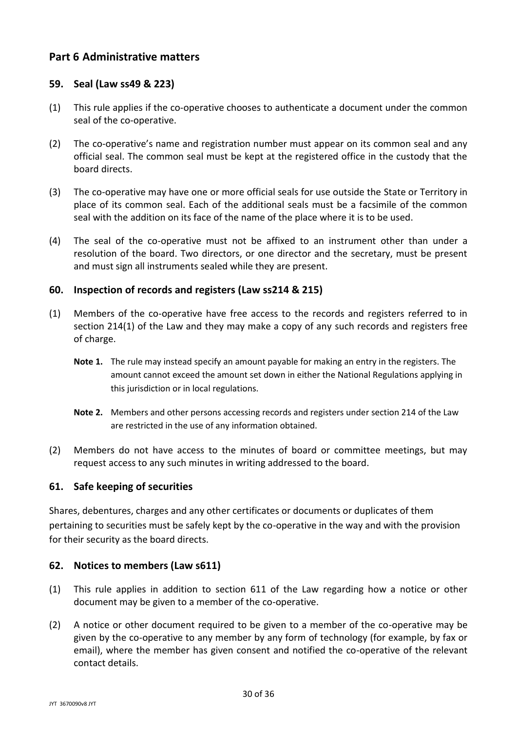## Part 6 Administrative matters

### 59. Seal (Law ss49 & 223)

(1) This rule applies if the co-operative chooses to authenticate a document under the common seal of the co-operative.

(2) The co-operative's name and registration number must appear on its common seal and any official seal. The common seal must be kept at the registered office in the custody that the board directs.

(3) The co-operative may have one or more official seals for use outside the State or Territory in place of its common seal. Each of the additional seals must be a facsimile of the common seal with the addition on its face of the name of the place where it is to be used.

(4) The seal of the co-operative must not be affixed to an instrument other than under a resolution of the board. Two directors, or one director and the secretary, must be present and must sign all instruments sealed while they are present.

### 60. Inspection of records and registers (Law ss214 & 215)

(1) Members of the co-operative have free access to the records and registers referred to in section 214(1) of the Law and they may make a copy of any such records and registers free of charge.

> **Note 1.** The rule may instead specify an amount payable for making an entry in the registers. The amount cannot exceed the amount set down in either the National Regulations applying in this jurisdiction or in local regulations.
>
> **Note 2.** Members and other persons accessing records and registers under section 214 of the Law are restricted in the use of any information obtained.

(2) Members do not have access to the minutes of board or committee meetings, but may request access to any such minutes in writing addressed to the board.

### 61. Safe keeping of securities

Shares, debentures, charges and any other certificates or documents or duplicates of them pertaining to securities must be safely kept by the co-operative in the way and with the provision for their security as the board directs.

### 62. Notices to members (Law s611)

(1) This rule applies in addition to section 611 of the Law regarding how a notice or other document may be given to a member of the co-operative.

(2) A notice or other document required to be given to a member of the co-operative may be given by the co-operative to any member by any form of technology (for example, by fax or email), where the member has given consent and notified the co-operative of the relevant contact details.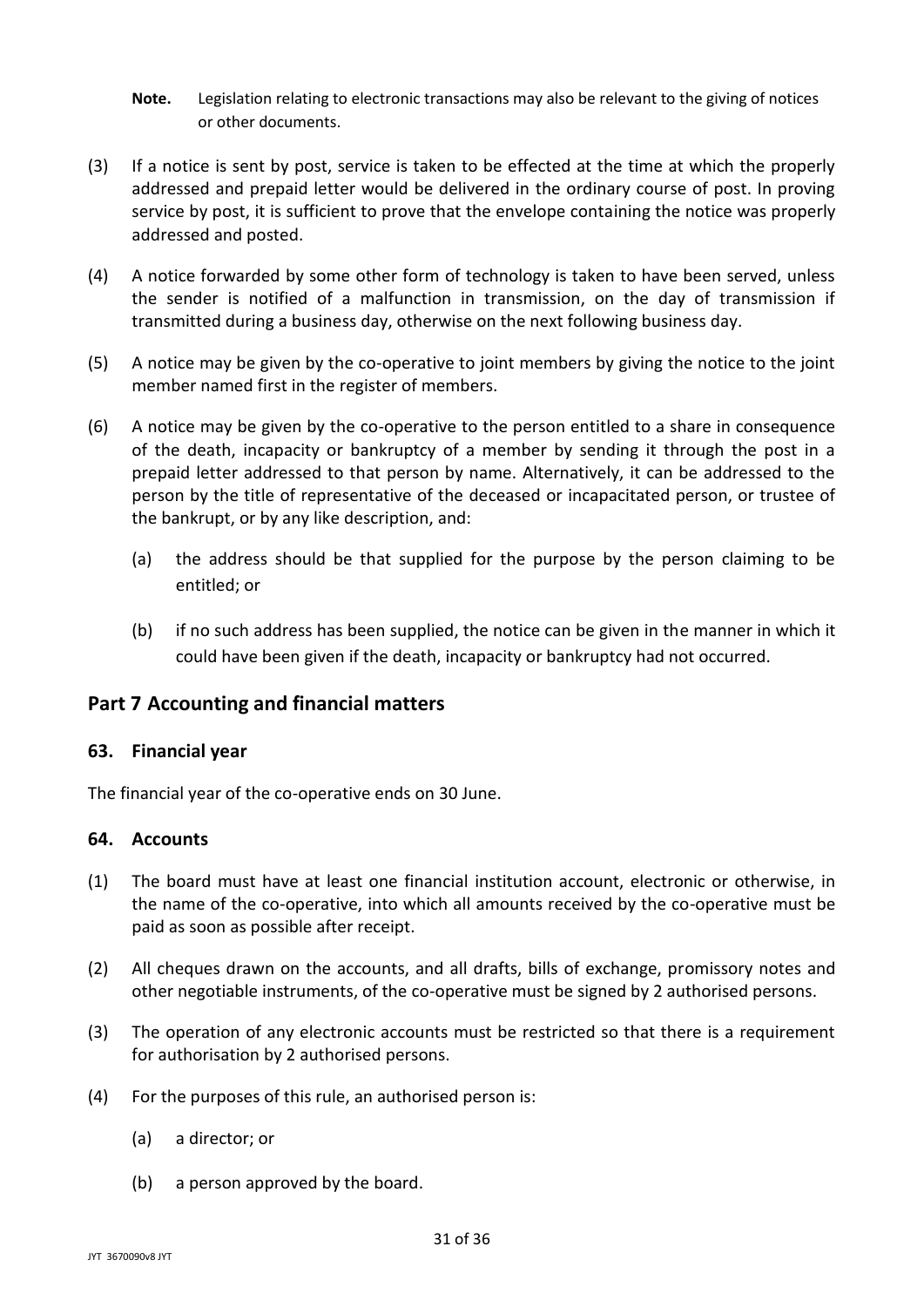**Note.** Legislation relating to electronic transactions may also be relevant to the giving of notices or other documents.

(3) If a notice is sent by post, service is taken to be effected at the time at which the properly addressed and prepaid letter would be delivered in the ordinary course of post. In proving service by post, it is sufficient to prove that the envelope containing the notice was properly addressed and posted.

(4) A notice forwarded by some other form of technology is taken to have been served, unless the sender is notified of a malfunction in transmission, on the day of transmission if transmitted during a business day, otherwise on the next following business day.

(5) A notice may be given by the co-operative to joint members by giving the notice to the joint member named first in the register of members.

(6) A notice may be given by the co-operative to the person entitled to a share in consequence of the death, incapacity or bankruptcy of a member by sending it through the post in a prepaid letter addressed to that person by name. Alternatively, it can be addressed to the person by the title of representative of the deceased or incapacitated person, or trustee of the bankrupt, or by any like description, and:

   (a) the address should be that supplied for the purpose by the person claiming to be entitled; or

   (b) if no such address has been supplied, the notice can be given in the manner in which it could have been given if the death, incapacity or bankruptcy had not occurred.

## Part 7 Accounting and financial matters

### 63. Financial year

The financial year of the co-operative ends on 30 June.

### 64. Accounts

(1) The board must have at least one financial institution account, electronic or otherwise, in the name of the co-operative, into which all amounts received by the co-operative must be paid as soon as possible after receipt.

(2) All cheques drawn on the accounts, and all drafts, bills of exchange, promissory notes and other negotiable instruments, of the co-operative must be signed by 2 authorised persons.

(3) The operation of any electronic accounts must be restricted so that there is a requirement for authorisation by 2 authorised persons.

(4) For the purposes of this rule, an authorised person is:

   (a) a director; or

   (b) a person approved by the board.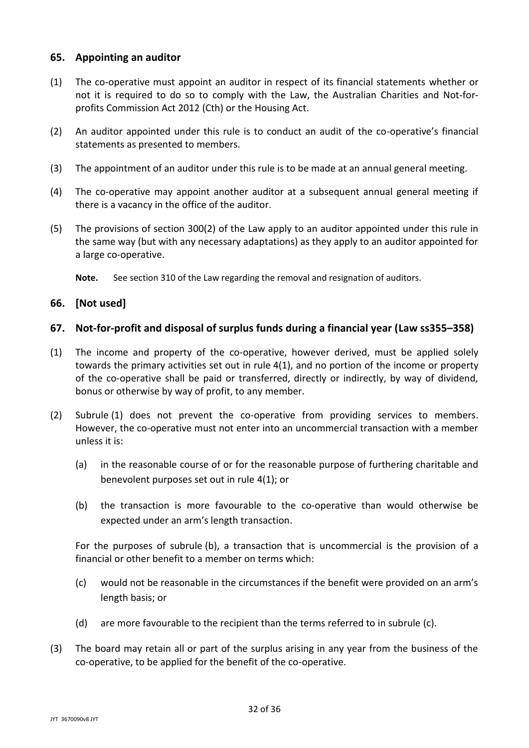## 65. Appointing an auditor

(1) The co-operative must appoint an auditor in respect of its financial statements whether or not it is required to do so to comply with the Law, the Australian Charities and Not-for-profits Commission Act 2012 (Cth) or the Housing Act.

(2) An auditor appointed under this rule is to conduct an audit of the co-operative's financial statements as presented to members.

(3) The appointment of an auditor under this rule is to be made at an annual general meeting.

(4) The co-operative may appoint another auditor at a subsequent annual general meeting if there is a vacancy in the office of the auditor.

(5) The provisions of section 300(2) of the Law apply to an auditor appointed under this rule in the same way (but with any necessary adaptations) as they apply to an auditor appointed for a large co-operative.

**Note.** See section 310 of the Law regarding the removal and resignation of auditors.

## 66. [Not used]

## 67. Not-for-profit and disposal of surplus funds during a financial year (Law ss355–358)

(1) The income and property of the co-operative, however derived, must be applied solely towards the primary activities set out in rule 4(1), and no portion of the income or property of the co-operative shall be paid or transferred, directly or indirectly, by way of dividend, bonus or otherwise by way of profit, to any member.

(2) Subrule (1) does not prevent the co-operative from providing services to members. However, the co-operative must not enter into an uncommercial transaction with a member unless it is:

(a) in the reasonable course of or for the reasonable purpose of furthering charitable and benevolent purposes set out in rule 4(1); or

(b) the transaction is more favourable to the co-operative than would otherwise be expected under an arm's length transaction.

For the purposes of subrule (b), a transaction that is uncommercial is the provision of a financial or other benefit to a member on terms which:

(c) would not be reasonable in the circumstances if the benefit were provided on an arm's length basis; or

(d) are more favourable to the recipient than the terms referred to in subrule (c).

(3) The board may retain all or part of the surplus arising in any year from the business of the co-operative, to be applied for the benefit of the co-operative.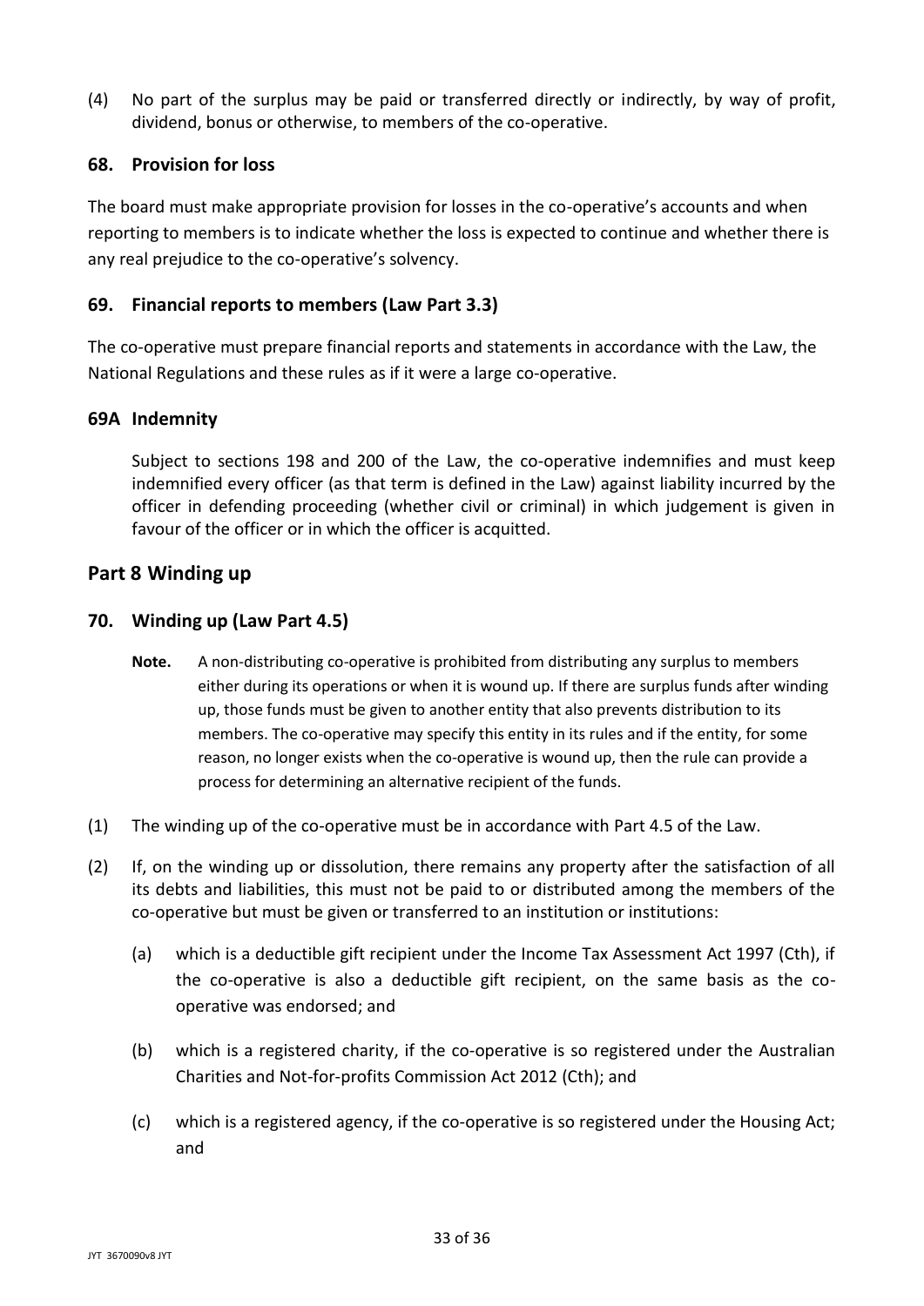(4) No part of the surplus may be paid or transferred directly or indirectly, by way of profit, dividend, bonus or otherwise, to members of the co-operative.

### 68. Provision for loss

The board must make appropriate provision for losses in the co-operative's accounts and when reporting to members is to indicate whether the loss is expected to continue and whether there is any real prejudice to the co-operative's solvency.

### 69. Financial reports to members (Law Part 3.3)

The co-operative must prepare financial reports and statements in accordance with the Law, the National Regulations and these rules as if it were a large co-operative.

### 69A Indemnity

Subject to sections 198 and 200 of the Law, the co-operative indemnifies and must keep indemnified every officer (as that term is defined in the Law) against liability incurred by the officer in defending proceeding (whether civil or criminal) in which judgement is given in favour of the officer or in which the officer is acquitted.

## Part 8 Winding up

### 70. Winding up (Law Part 4.5)

**Note.** A non-distributing co-operative is prohibited from distributing any surplus to members either during its operations or when it is wound up. If there are surplus funds after winding up, those funds must be given to another entity that also prevents distribution to its members. The co-operative may specify this entity in its rules and if the entity, for some reason, no longer exists when the co-operative is wound up, then the rule can provide a process for determining an alternative recipient of the funds.

(1) The winding up of the co-operative must be in accordance with Part 4.5 of the Law.

(2) If, on the winding up or dissolution, there remains any property after the satisfaction of all its debts and liabilities, this must not be paid to or distributed among the members of the co-operative but must be given or transferred to an institution or institutions:

(a) which is a deductible gift recipient under the Income Tax Assessment Act 1997 (Cth), if the co-operative is also a deductible gift recipient, on the same basis as the co-operative was endorsed; and

(b) which is a registered charity, if the co-operative is so registered under the Australian Charities and Not-for-profits Commission Act 2012 (Cth); and

(c) which is a registered agency, if the co-operative is so registered under the Housing Act; and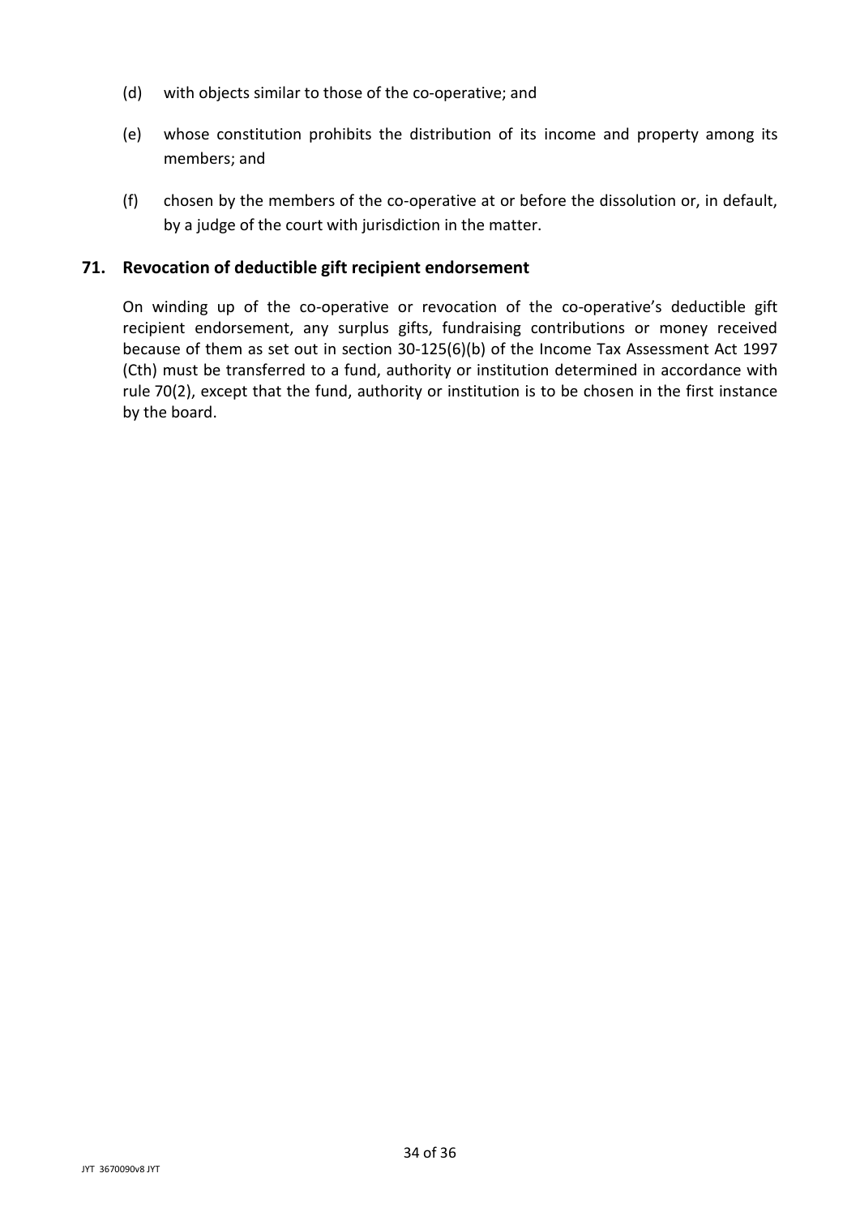(d) with objects similar to those of the co-operative; and

(e) whose constitution prohibits the distribution of its income and property among its members; and

(f) chosen by the members of the co-operative at or before the dissolution or, in default, by a judge of the court with jurisdiction in the matter.

## 71. Revocation of deductible gift recipient endorsement

On winding up of the co-operative or revocation of the co-operative's deductible gift recipient endorsement, any surplus gifts, fundraising contributions or money received because of them as set out in section 30-125(6)(b) of the Income Tax Assessment Act 1997 (Cth) must be transferred to a fund, authority or institution determined in accordance with rule 70(2), except that the fund, authority or institution is to be chosen in the first instance by the board.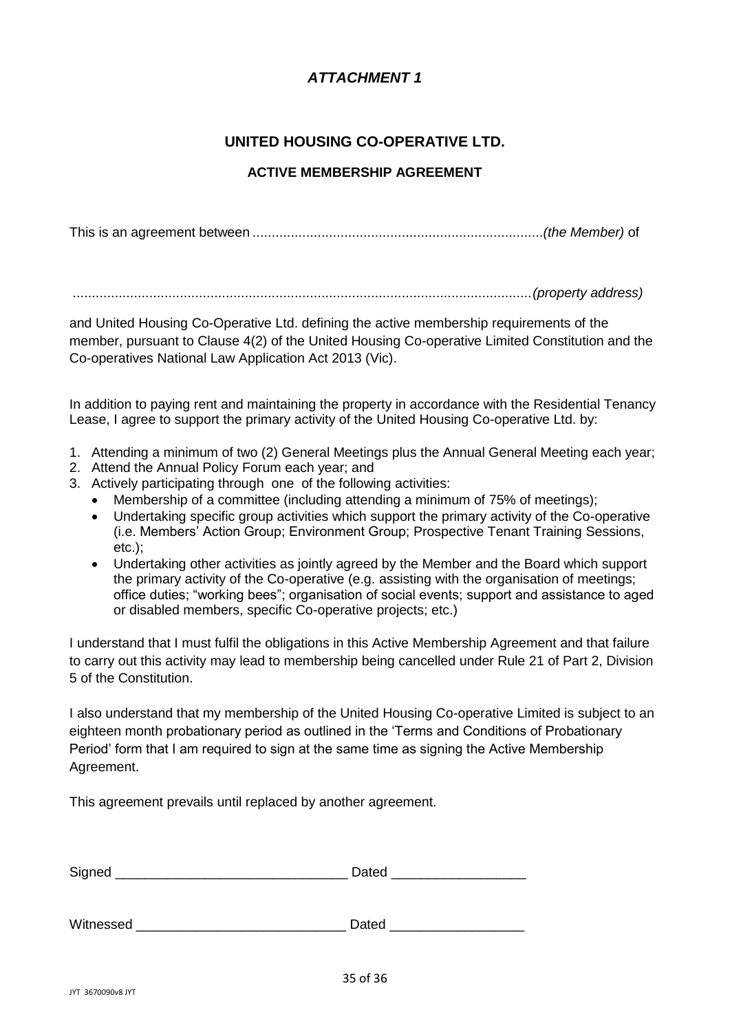# *ATTACHMENT 1*

## UNITED HOUSING CO-OPERATIVE LTD.

### ACTIVE MEMBERSHIP AGREEMENT

This is an agreement between ............................................................................*(the Member)* of

.........................................................................................................................*(property address)*

and United Housing Co-Operative Ltd. defining the active membership requirements of the member, pursuant to Clause 4(2) of the United Housing Co-operative Limited Constitution and the Co-operatives National Law Application Act 2013 (Vic).

In addition to paying rent and maintaining the property in accordance with the Residential Tenancy Lease, I agree to support the primary activity of the United Housing Co-operative Ltd. by:

1. Attending a minimum of two (2) General Meetings plus the Annual General Meeting each year;
2. Attend the Annual Policy Forum each year; and
3. Actively participating through one of the following activities:
   - Membership of a committee (including attending a minimum of 75% of meetings);
   - Undertaking specific group activities which support the primary activity of the Co-operative (i.e. Members' Action Group; Environment Group; Prospective Tenant Training Sessions, etc.);
   - Undertaking other activities as jointly agreed by the Member and the Board which support the primary activity of the Co-operative (e.g. assisting with the organisation of meetings; office duties; "working bees"; organisation of social events; support and assistance to aged or disabled members, specific Co-operative projects; etc.)

I understand that I must fulfil the obligations in this Active Membership Agreement and that failure to carry out this activity may lead to membership being cancelled under Rule 21 of Part 2, Division 5 of the Constitution.

I also understand that my membership of the United Housing Co-operative Limited is subject to an eighteen month probationary period as outlined in the 'Terms and Conditions of Probationary Period' form that I am required to sign at the same time as signing the Active Membership Agreement.

This agreement prevails until replaced by another agreement.

Signed _______________________________ Dated _________________

Witnessed ____________________________ Dated _________________

JYT 3670090v8 JYT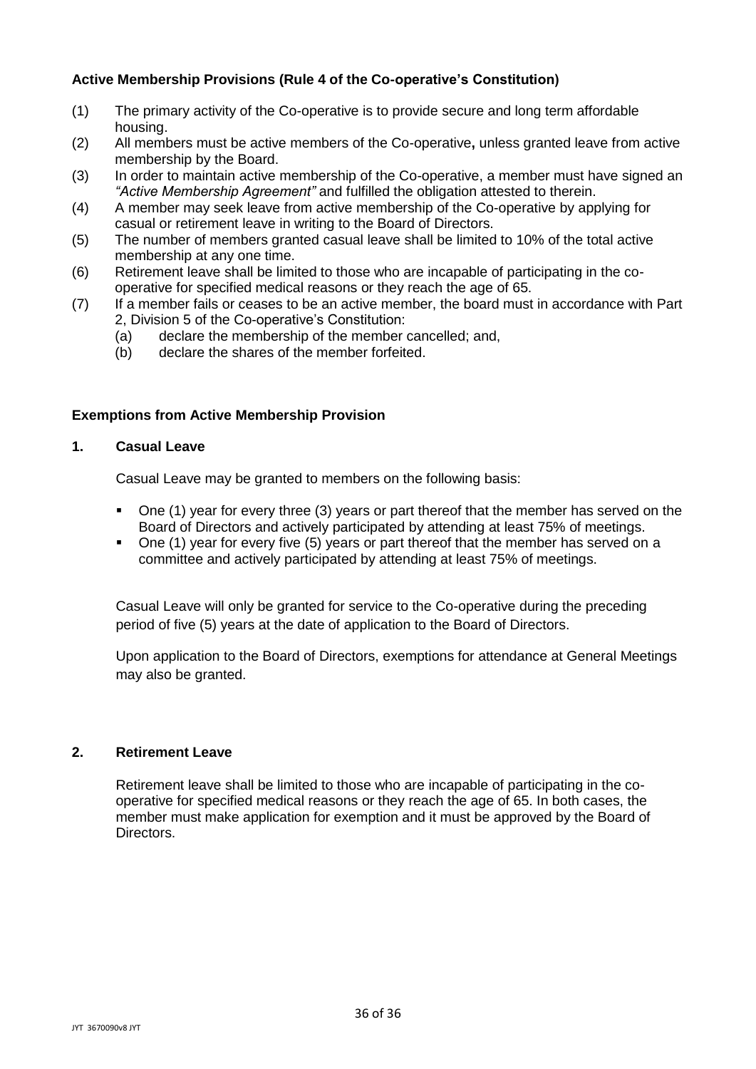**Active Membership Provisions (Rule 4 of the Co-operative's Constitution)**

(1) The primary activity of the Co-operative is to provide secure and long term affordable housing.

(2) All members must be active members of the Co-operative**,** unless granted leave from active membership by the Board.

(3) In order to maintain active membership of the Co-operative, a member must have signed an *"Active Membership Agreement"* and fulfilled the obligation attested to therein.

(4) A member may seek leave from active membership of the Co-operative by applying for casual or retirement leave in writing to the Board of Directors.

(5) The number of members granted casual leave shall be limited to 10% of the total active membership at any one time.

(6) Retirement leave shall be limited to those who are incapable of participating in the co-operative for specified medical reasons or they reach the age of 65.

(7) If a member fails or ceases to be an active member, the board must in accordance with Part 2, Division 5 of the Co-operative's Constitution:

  (a) declare the membership of the member cancelled; and,

  (b) declare the shares of the member forfeited.

**Exemptions from Active Membership Provision**

**1. Casual Leave**

Casual Leave may be granted to members on the following basis:

- One (1) year for every three (3) years or part thereof that the member has served on the Board of Directors and actively participated by attending at least 75% of meetings.
- One (1) year for every five (5) years or part thereof that the member has served on a committee and actively participated by attending at least 75% of meetings.

Casual Leave will only be granted for service to the Co-operative during the preceding period of five (5) years at the date of application to the Board of Directors.

Upon application to the Board of Directors, exemptions for attendance at General Meetings may also be granted.

**2. Retirement Leave**

Retirement leave shall be limited to those who are incapable of participating in the co-operative for specified medical reasons or they reach the age of 65. In both cases, the member must make application for exemption and it must be approved by the Board of Directors.